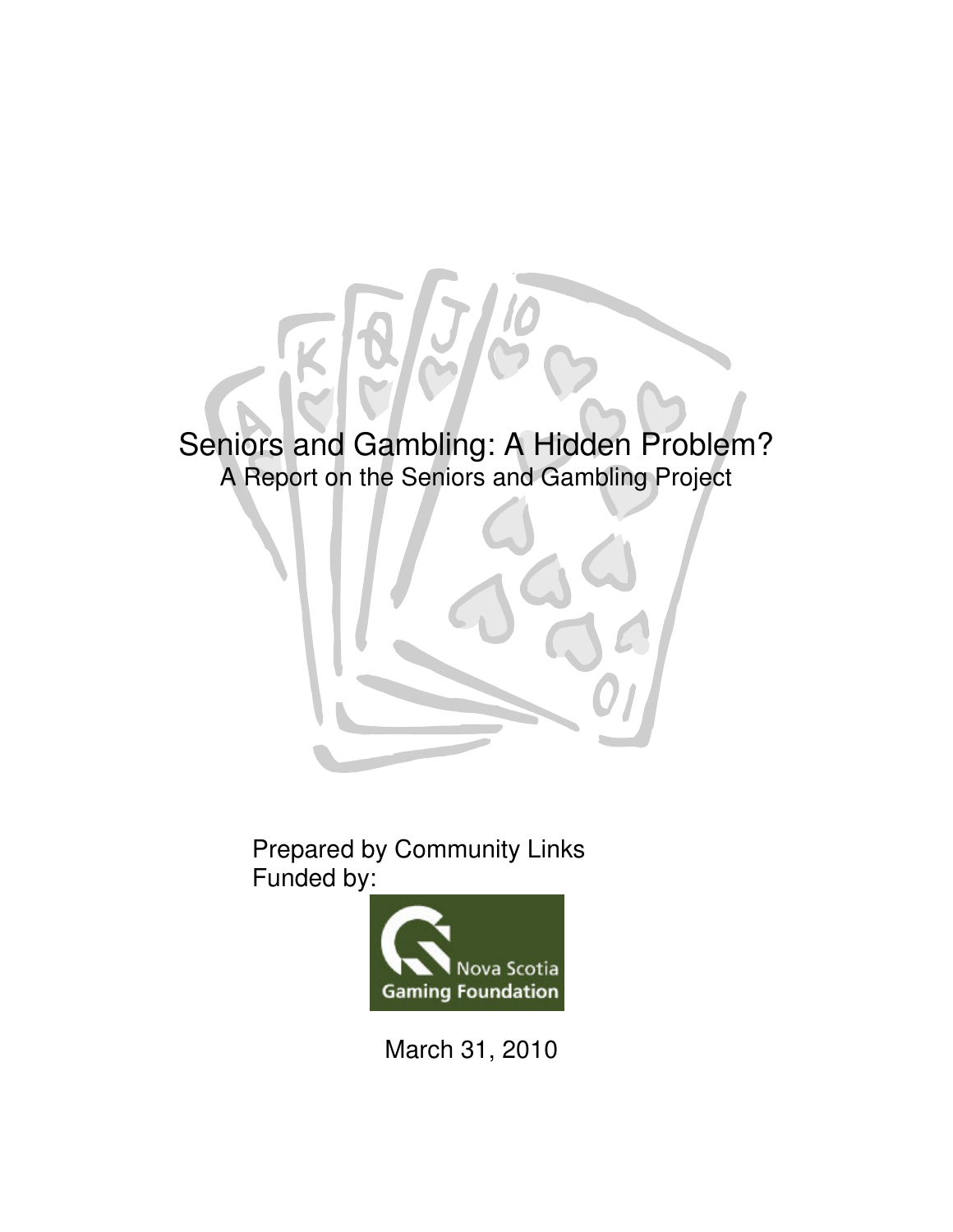# Seniors and Gambling: A Hidden Problem?

## A Report on the Seniors and Gambling Project

Prepared by Community Links

Funded by:

Nova Scotia Gaming Foundation

March 31, 2010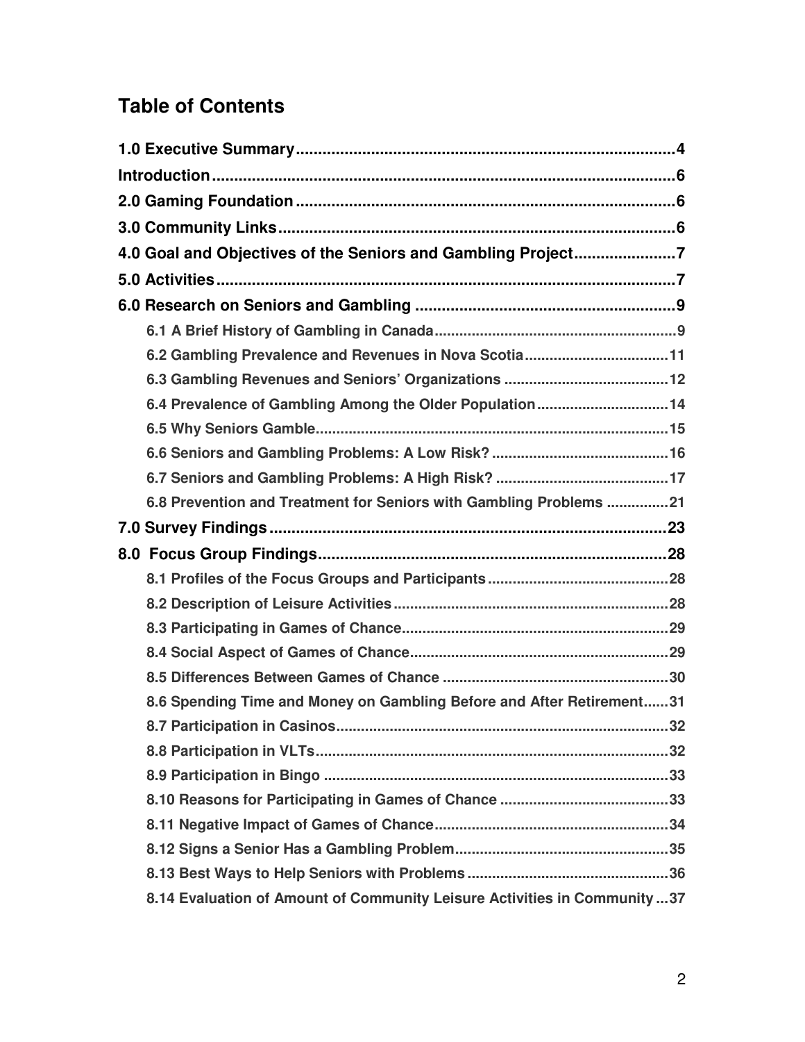# Table of Contents

**1.0 Executive Summary....................................................................................4**

**Introduction...........................................................................................................6**

**2.0 Gaming Foundation....................................................................................6**

**3.0 Community Links........................................................................................6**

**4.0 Goal and Objectives of the Seniors and Gambling Project......................7**

**5.0 Activities......................................................................................................7**

**6.0 Research on Seniors and Gambling ...........................................................9**

- 6.1 A Brief History of Gambling in Canada.........................................................9
- 6.2 Gambling Prevalence and Revenues in Nova Scotia..................................11
- 6.3 Gambling Revenues and Seniors' Organizations .......................................12
- 6.4 Prevalence of Gambling Among the Older Population................................14
- 6.5 Why Seniors Gamble...................................................................................15
- 6.6 Seniors and Gambling Problems: A Low Risk? ..........................................16
- 6.7 Seniors and Gambling Problems: A High Risk? .........................................17
- 6.8 Prevention and Treatment for Seniors with Gambling Problems ...............21

**7.0 Survey Findings.........................................................................................23**

**8.0 Focus Group Findings...............................................................................28**

- 8.1 Profiles of the Focus Groups and Participants...........................................28
- 8.2 Description of Leisure Activities..................................................................28
- 8.3 Participating in Games of Chance...............................................................29
- 8.4 Social Aspect of Games of Chance.............................................................29
- 8.5 Differences Between Games of Chance ......................................................30
- 8.6 Spending Time and Money on Gambling Before and After Retirement......31
- 8.7 Participation in Casinos...............................................................................32
- 8.8 Participation in VLTs....................................................................................32
- 8.9 Participation in Bingo ..................................................................................33
- 8.10 Reasons for Participating in Games of Chance ........................................33
- 8.11 Negative Impact of Games of Chance........................................................34
- 8.12 Signs a Senior Has a Gambling Problem...................................................35
- 8.13 Best Ways to Help Seniors with Problems ................................................36
- 8.14 Evaluation of Amount of Community Leisure Activities in Community ...37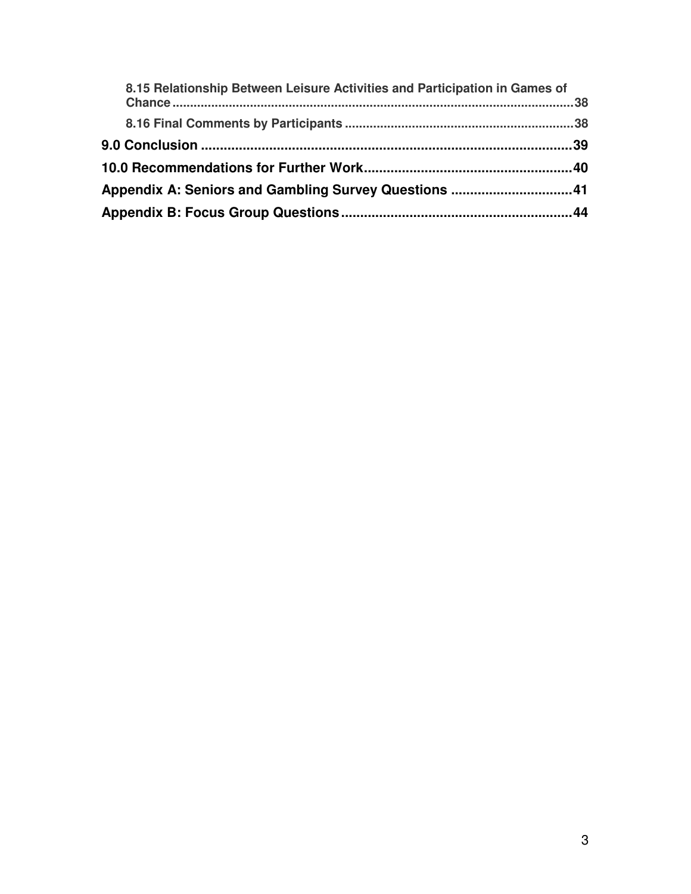8.15 Relationship Between Leisure Activities and Participation in Games of Chance ........................................................................................................ 38

8.16 Final Comments by Participants ................................................................ 38

**9.0 Conclusion** ............................................................................................... **39**

**10.0 Recommendations for Further Work** ...................................................... **40**

**Appendix A: Seniors and Gambling Survey Questions** ............................... **41**

**Appendix B: Focus Group Questions** ............................................................ **44**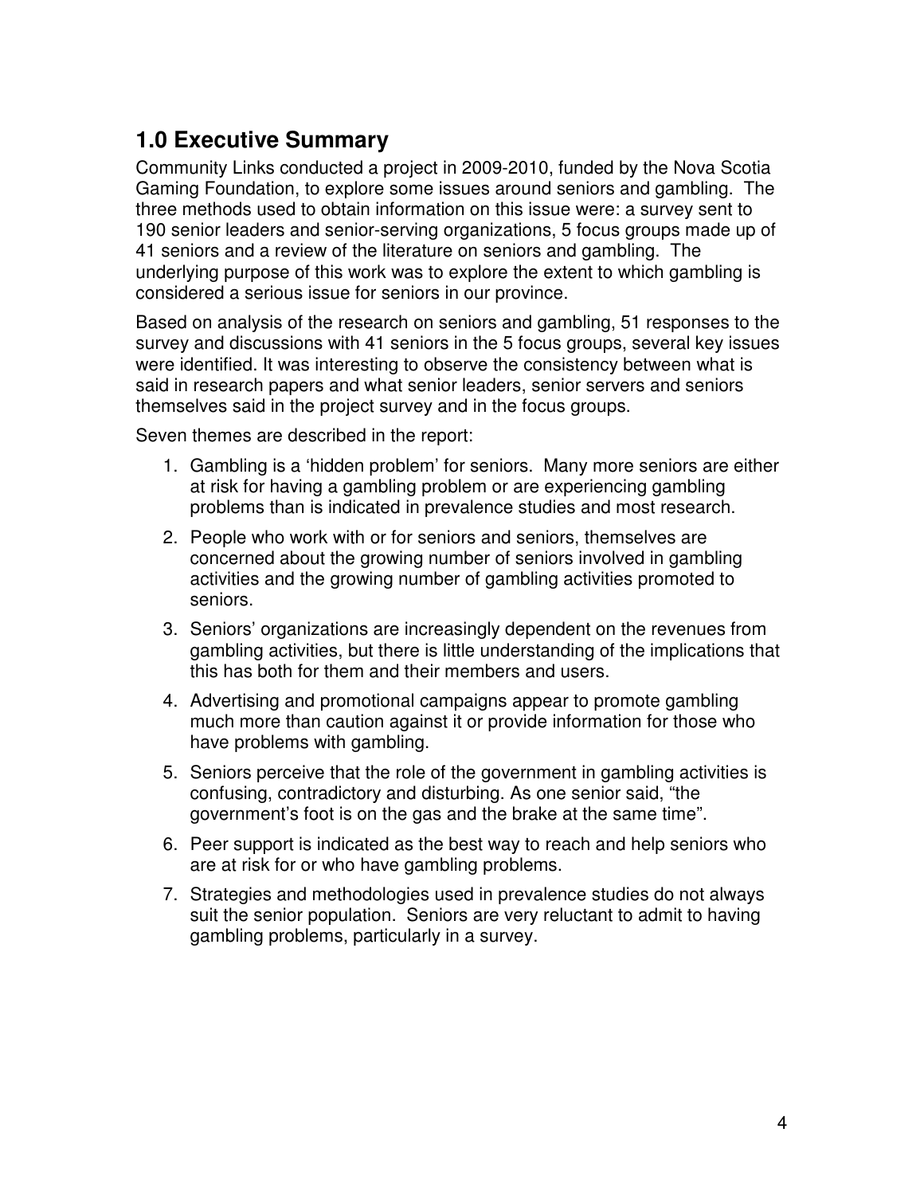## 1.0 Executive Summary

Community Links conducted a project in 2009-2010, funded by the Nova Scotia Gaming Foundation, to explore some issues around seniors and gambling. The three methods used to obtain information on this issue were: a survey sent to 190 senior leaders and senior-serving organizations, 5 focus groups made up of 41 seniors and a review of the literature on seniors and gambling. The underlying purpose of this work was to explore the extent to which gambling is considered a serious issue for seniors in our province.

Based on analysis of the research on seniors and gambling, 51 responses to the survey and discussions with 41 seniors in the 5 focus groups, several key issues were identified. It was interesting to observe the consistency between what is said in research papers and what senior leaders, senior servers and seniors themselves said in the project survey and in the focus groups.

Seven themes are described in the report:

1. Gambling is a 'hidden problem' for seniors. Many more seniors are either at risk for having a gambling problem or are experiencing gambling problems than is indicated in prevalence studies and most research.
2. People who work with or for seniors and seniors, themselves are concerned about the growing number of seniors involved in gambling activities and the growing number of gambling activities promoted to seniors.
3. Seniors' organizations are increasingly dependent on the revenues from gambling activities, but there is little understanding of the implications that this has both for them and their members and users.
4. Advertising and promotional campaigns appear to promote gambling much more than caution against it or provide information for those who have problems with gambling.
5. Seniors perceive that the role of the government in gambling activities is confusing, contradictory and disturbing. As one senior said, "the government's foot is on the gas and the brake at the same time".
6. Peer support is indicated as the best way to reach and help seniors who are at risk for or who have gambling problems.
7. Strategies and methodologies used in prevalence studies do not always suit the senior population. Seniors are very reluctant to admit to having gambling problems, particularly in a survey.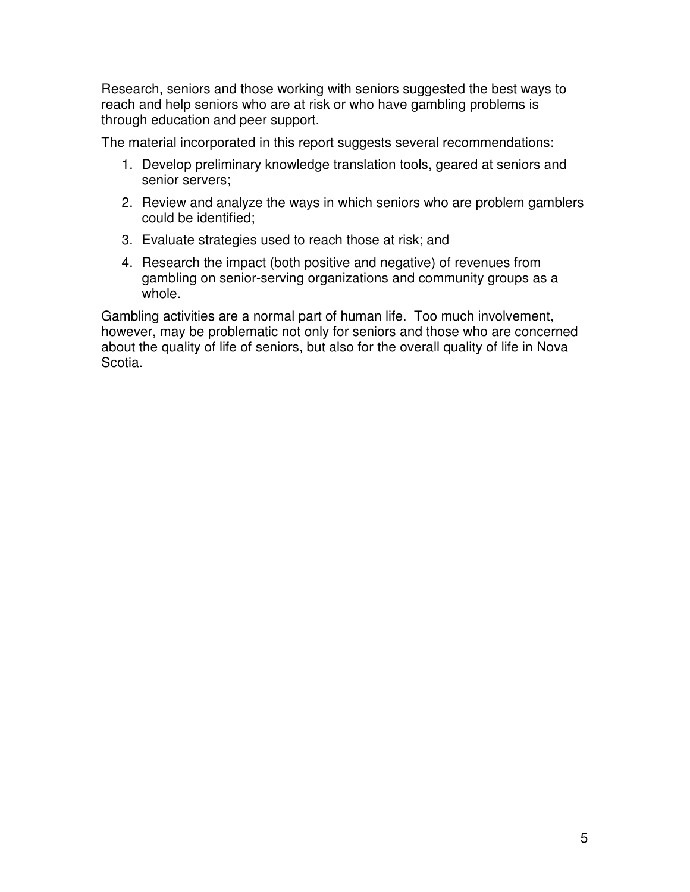Research, seniors and those working with seniors suggested the best ways to reach and help seniors who are at risk or who have gambling problems is through education and peer support.

The material incorporated in this report suggests several recommendations:

1. Develop preliminary knowledge translation tools, geared at seniors and senior servers;
2. Review and analyze the ways in which seniors who are problem gamblers could be identified;
3. Evaluate strategies used to reach those at risk; and
4. Research the impact (both positive and negative) of revenues from gambling on senior-serving organizations and community groups as a whole.

Gambling activities are a normal part of human life. Too much involvement, however, may be problematic not only for seniors and those who are concerned about the quality of life of seniors, but also for the overall quality of life in Nova Scotia.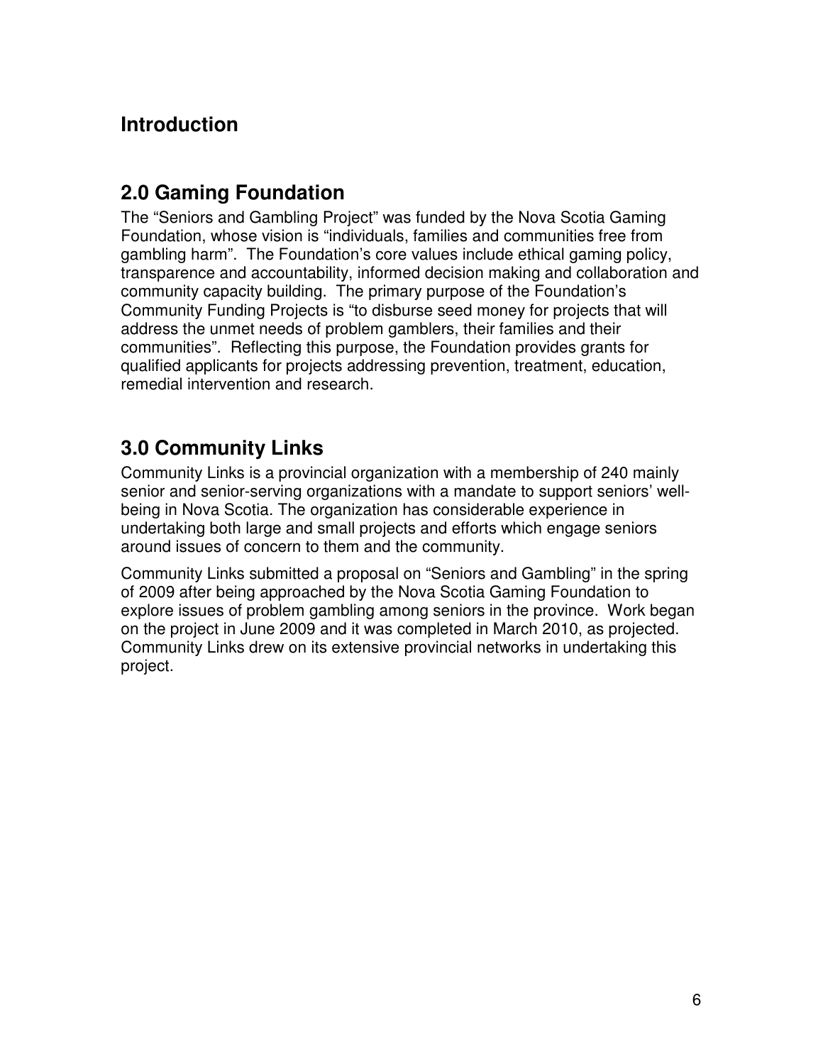## Introduction

## 2.0 Gaming Foundation

The "Seniors and Gambling Project" was funded by the Nova Scotia Gaming Foundation, whose vision is "individuals, families and communities free from gambling harm". The Foundation's core values include ethical gaming policy, transparence and accountability, informed decision making and collaboration and community capacity building. The primary purpose of the Foundation's Community Funding Projects is "to disburse seed money for projects that will address the unmet needs of problem gamblers, their families and their communities". Reflecting this purpose, the Foundation provides grants for qualified applicants for projects addressing prevention, treatment, education, remedial intervention and research.

## 3.0 Community Links

Community Links is a provincial organization with a membership of 240 mainly senior and senior-serving organizations with a mandate to support seniors' well-being in Nova Scotia. The organization has considerable experience in undertaking both large and small projects and efforts which engage seniors around issues of concern to them and the community.

Community Links submitted a proposal on "Seniors and Gambling" in the spring of 2009 after being approached by the Nova Scotia Gaming Foundation to explore issues of problem gambling among seniors in the province. Work began on the project in June 2009 and it was completed in March 2010, as projected. Community Links drew on its extensive provincial networks in undertaking this project.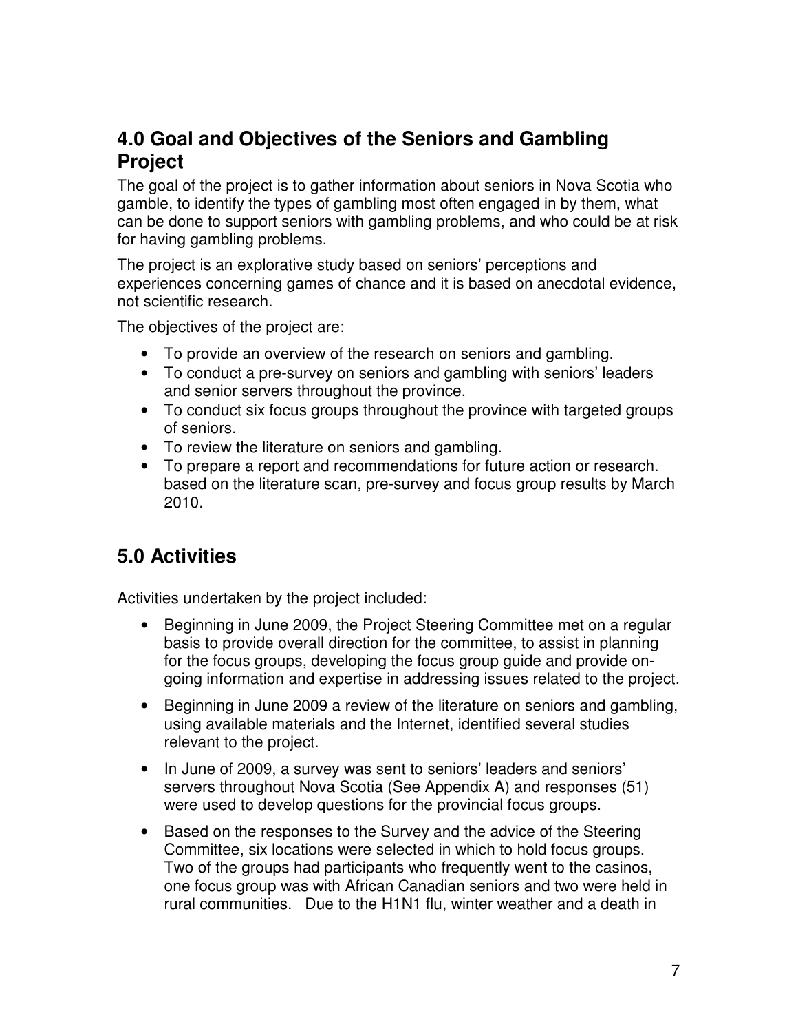## 4.0 Goal and Objectives of the Seniors and Gambling Project

The goal of the project is to gather information about seniors in Nova Scotia who gamble, to identify the types of gambling most often engaged in by them, what can be done to support seniors with gambling problems, and who could be at risk for having gambling problems.

The project is an explorative study based on seniors' perceptions and experiences concerning games of chance and it is based on anecdotal evidence, not scientific research.

The objectives of the project are:

- To provide an overview of the research on seniors and gambling.
- To conduct a pre-survey on seniors and gambling with seniors' leaders and senior servers throughout the province.
- To conduct six focus groups throughout the province with targeted groups of seniors.
- To review the literature on seniors and gambling.
- To prepare a report and recommendations for future action or research. based on the literature scan, pre-survey and focus group results by March 2010.

## 5.0 Activities

Activities undertaken by the project included:

- Beginning in June 2009, the Project Steering Committee met on a regular basis to provide overall direction for the committee, to assist in planning for the focus groups, developing the focus group guide and provide on-going information and expertise in addressing issues related to the project.
- Beginning in June 2009 a review of the literature on seniors and gambling, using available materials and the Internet, identified several studies relevant to the project.
- In June of 2009, a survey was sent to seniors' leaders and seniors' servers throughout Nova Scotia (See Appendix A) and responses (51) were used to develop questions for the provincial focus groups.
- Based on the responses to the Survey and the advice of the Steering Committee, six locations were selected in which to hold focus groups. Two of the groups had participants who frequently went to the casinos, one focus group was with African Canadian seniors and two were held in rural communities. Due to the H1N1 flu, winter weather and a death in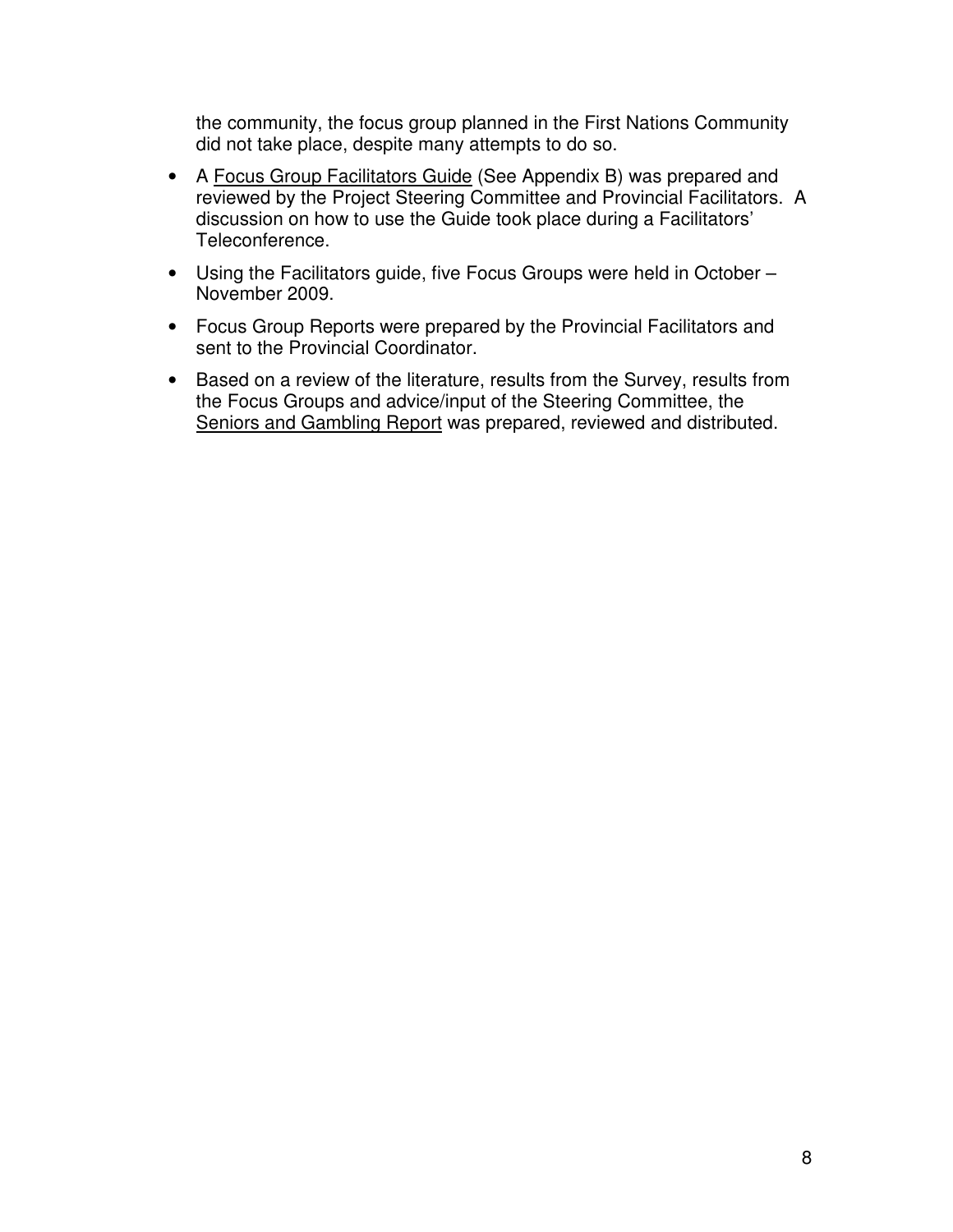the community, the focus group planned in the First Nations Community did not take place, despite many attempts to do so.

- A Focus Group Facilitators Guide (See Appendix B) was prepared and reviewed by the Project Steering Committee and Provincial Facilitators. A discussion on how to use the Guide took place during a Facilitators' Teleconference.
- Using the Facilitators guide, five Focus Groups were held in October – November 2009.
- Focus Group Reports were prepared by the Provincial Facilitators and sent to the Provincial Coordinator.
- Based on a review of the literature, results from the Survey, results from the Focus Groups and advice/input of the Steering Committee, the Seniors and Gambling Report was prepared, reviewed and distributed.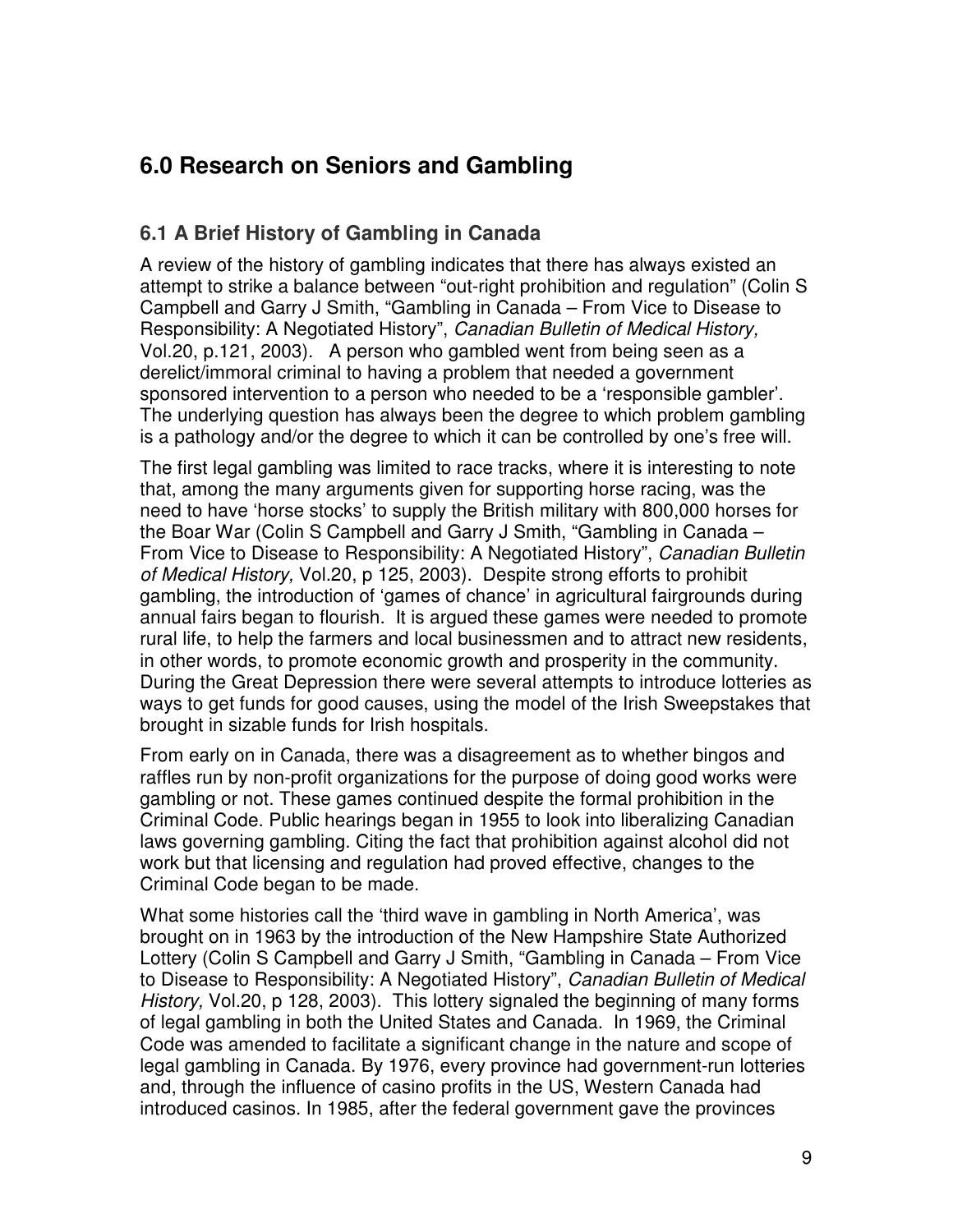## 6.0 Research on Seniors and Gambling

### 6.1 A Brief History of Gambling in Canada

A review of the history of gambling indicates that there has always existed an attempt to strike a balance between "out-right prohibition and regulation" (Colin S Campbell and Garry J Smith, "Gambling in Canada – From Vice to Disease to Responsibility: A Negotiated History", *Canadian Bulletin of Medical History,* Vol.20, p.121, 2003). A person who gambled went from being seen as a derelict/immoral criminal to having a problem that needed a government sponsored intervention to a person who needed to be a 'responsible gambler'. The underlying question has always been the degree to which problem gambling is a pathology and/or the degree to which it can be controlled by one's free will.

The first legal gambling was limited to race tracks, where it is interesting to note that, among the many arguments given for supporting horse racing, was the need to have 'horse stocks' to supply the British military with 800,000 horses for the Boar War (Colin S Campbell and Garry J Smith, "Gambling in Canada – From Vice to Disease to Responsibility: A Negotiated History", *Canadian Bulletin of Medical History,* Vol.20, p 125, 2003). Despite strong efforts to prohibit gambling, the introduction of 'games of chance' in agricultural fairgrounds during annual fairs began to flourish. It is argued these games were needed to promote rural life, to help the farmers and local businessmen and to attract new residents, in other words, to promote economic growth and prosperity in the community. During the Great Depression there were several attempts to introduce lotteries as ways to get funds for good causes, using the model of the Irish Sweepstakes that brought in sizable funds for Irish hospitals.

From early on in Canada, there was a disagreement as to whether bingos and raffles run by non-profit organizations for the purpose of doing good works were gambling or not. These games continued despite the formal prohibition in the Criminal Code. Public hearings began in 1955 to look into liberalizing Canadian laws governing gambling. Citing the fact that prohibition against alcohol did not work but that licensing and regulation had proved effective, changes to the Criminal Code began to be made.

What some histories call the 'third wave in gambling in North America', was brought on in 1963 by the introduction of the New Hampshire State Authorized Lottery (Colin S Campbell and Garry J Smith, "Gambling in Canada – From Vice to Disease to Responsibility: A Negotiated History", *Canadian Bulletin of Medical History,* Vol.20, p 128, 2003). This lottery signaled the beginning of many forms of legal gambling in both the United States and Canada. In 1969, the Criminal Code was amended to facilitate a significant change in the nature and scope of legal gambling in Canada. By 1976, every province had government-run lotteries and, through the influence of casino profits in the US, Western Canada had introduced casinos. In 1985, after the federal government gave the provinces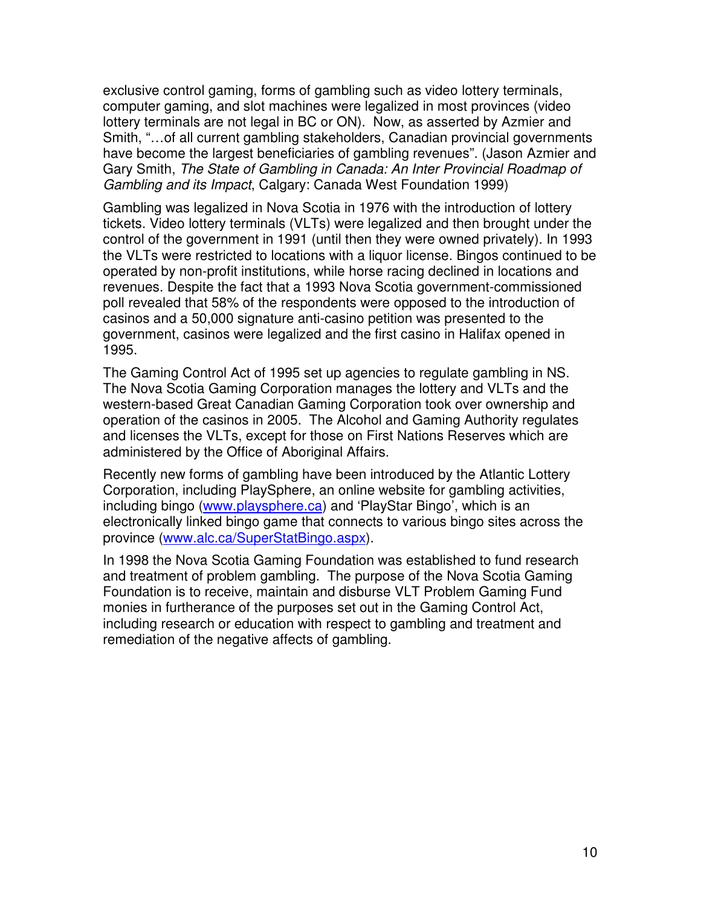exclusive control gaming, forms of gambling such as video lottery terminals, computer gaming, and slot machines were legalized in most provinces (video lottery terminals are not legal in BC or ON). Now, as asserted by Azmier and Smith, "…of all current gambling stakeholders, Canadian provincial governments have become the largest beneficiaries of gambling revenues". (Jason Azmier and Gary Smith, *The State of Gambling in Canada: An Inter Provincial Roadmap of Gambling and its Impact*, Calgary: Canada West Foundation 1999)

Gambling was legalized in Nova Scotia in 1976 with the introduction of lottery tickets. Video lottery terminals (VLTs) were legalized and then brought under the control of the government in 1991 (until then they were owned privately). In 1993 the VLTs were restricted to locations with a liquor license. Bingos continued to be operated by non-profit institutions, while horse racing declined in locations and revenues. Despite the fact that a 1993 Nova Scotia government-commissioned poll revealed that 58% of the respondents were opposed to the introduction of casinos and a 50,000 signature anti-casino petition was presented to the government, casinos were legalized and the first casino in Halifax opened in 1995.

The Gaming Control Act of 1995 set up agencies to regulate gambling in NS. The Nova Scotia Gaming Corporation manages the lottery and VLTs and the western-based Great Canadian Gaming Corporation took over ownership and operation of the casinos in 2005. The Alcohol and Gaming Authority regulates and licenses the VLTs, except for those on First Nations Reserves which are administered by the Office of Aboriginal Affairs.

Recently new forms of gambling have been introduced by the Atlantic Lottery Corporation, including PlaySphere, an online website for gambling activities, including bingo (www.playsphere.ca) and 'PlayStar Bingo', which is an electronically linked bingo game that connects to various bingo sites across the province (www.alc.ca/SuperStatBingo.aspx).

In 1998 the Nova Scotia Gaming Foundation was established to fund research and treatment of problem gambling. The purpose of the Nova Scotia Gaming Foundation is to receive, maintain and disburse VLT Problem Gaming Fund monies in furtherance of the purposes set out in the Gaming Control Act, including research or education with respect to gambling and treatment and remediation of the negative affects of gambling.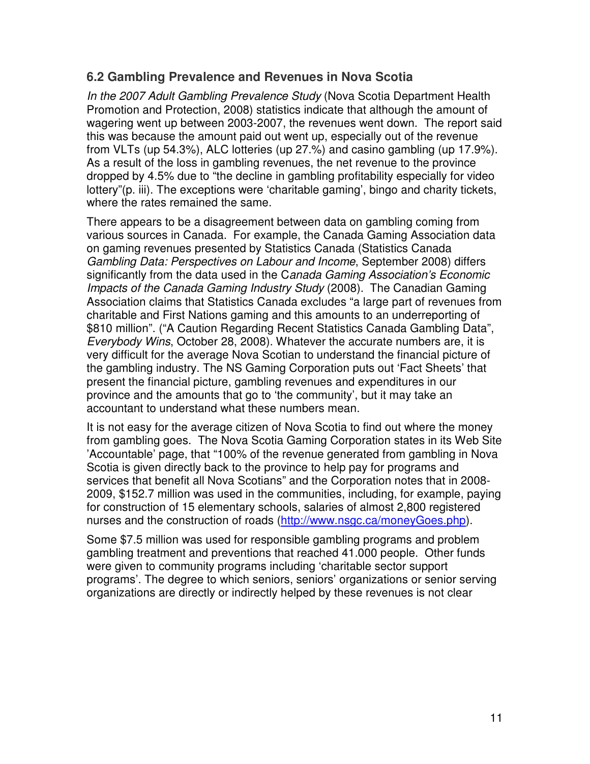## 6.2 Gambling Prevalence and Revenues in Nova Scotia

*In the 2007 Adult Gambling Prevalence Study* (Nova Scotia Department Health Promotion and Protection, 2008) statistics indicate that although the amount of wagering went up between 2003-2007, the revenues went down. The report said this was because the amount paid out went up, especially out of the revenue from VLTs (up 54.3%), ALC lotteries (up 27.%) and casino gambling (up 17.9%). As a result of the loss in gambling revenues, the net revenue to the province dropped by 4.5% due to "the decline in gambling profitability especially for video lottery"(p. iii). The exceptions were 'charitable gaming', bingo and charity tickets, where the rates remained the same.

There appears to be a disagreement between data on gambling coming from various sources in Canada. For example, the Canada Gaming Association data on gaming revenues presented by Statistics Canada (Statistics Canada *Gambling Data: Perspectives on Labour and Income*, September 2008) differs significantly from the data used in the C*anada Gaming Association's Economic Impacts of the Canada Gaming Industry Study* (2008). The Canadian Gaming Association claims that Statistics Canada excludes "a large part of revenues from charitable and First Nations gaming and this amounts to an underreporting of $810 million". ("A Caution Regarding Recent Statistics Canada Gambling Data", *Everybody Wins*, October 28, 2008). Whatever the accurate numbers are, it is very difficult for the average Nova Scotian to understand the financial picture of the gambling industry. The NS Gaming Corporation puts out 'Fact Sheets' that present the financial picture, gambling revenues and expenditures in our province and the amounts that go to 'the community', but it may take an accountant to understand what these numbers mean.

It is not easy for the average citizen of Nova Scotia to find out where the money from gambling goes. The Nova Scotia Gaming Corporation states in its Web Site 'Accountable' page, that "100% of the revenue generated from gambling in Nova Scotia is given directly back to the province to help pay for programs and services that benefit all Nova Scotians" and the Corporation notes that in 2008-2009, $152.7 million was used in the communities, including, for example, paying for construction of 15 elementary schools, salaries of almost 2,800 registered nurses and the construction of roads (http://www.nsgc.ca/moneyGoes.php).

Some $7.5 million was used for responsible gambling programs and problem gambling treatment and preventions that reached 41.000 people. Other funds were given to community programs including 'charitable sector support programs'. The degree to which seniors, seniors' organizations or senior serving organizations are directly or indirectly helped by these revenues is not clear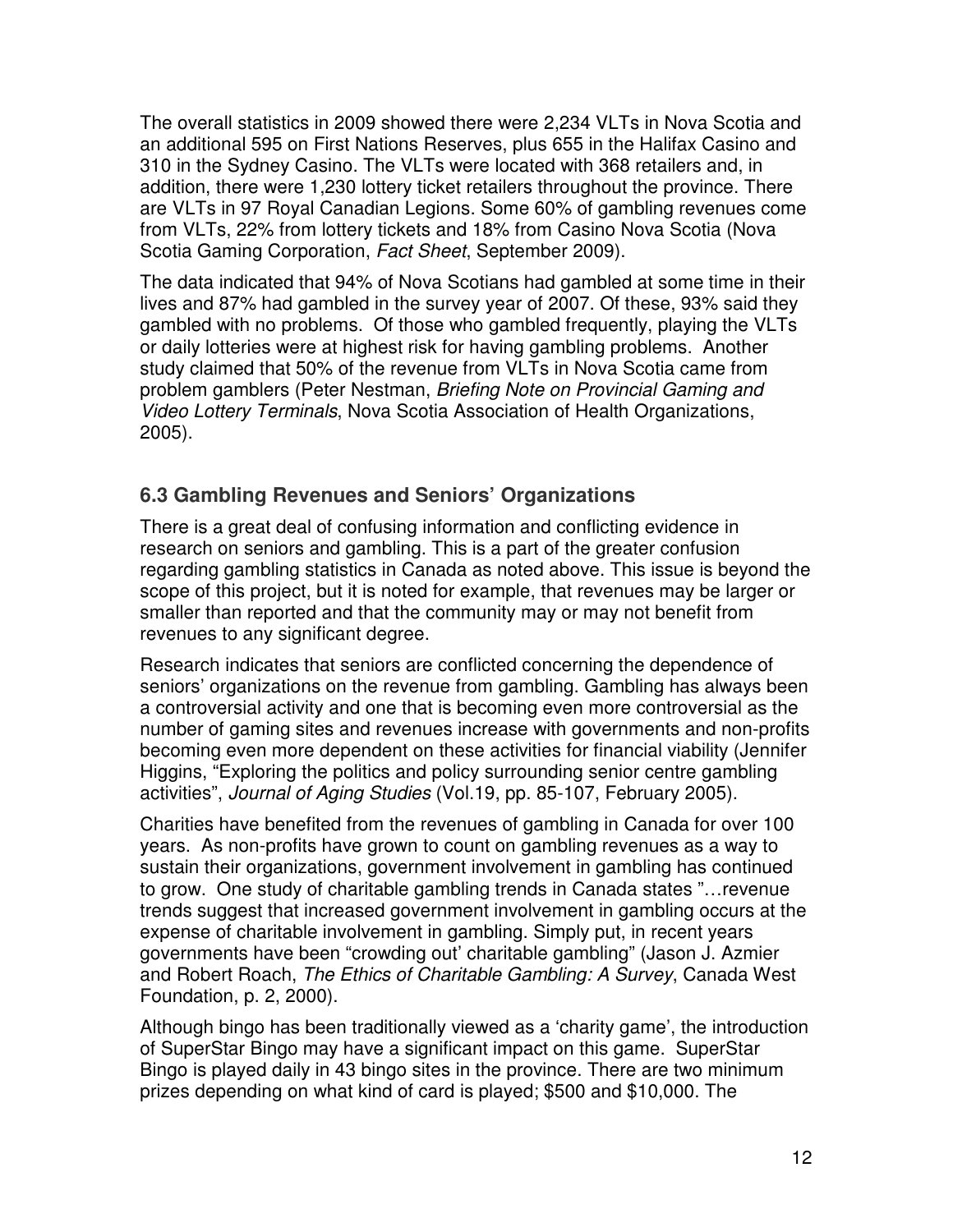The overall statistics in 2009 showed there were 2,234 VLTs in Nova Scotia and an additional 595 on First Nations Reserves, plus 655 in the Halifax Casino and 310 in the Sydney Casino. The VLTs were located with 368 retailers and, in addition, there were 1,230 lottery ticket retailers throughout the province. There are VLTs in 97 Royal Canadian Legions. Some 60% of gambling revenues come from VLTs, 22% from lottery tickets and 18% from Casino Nova Scotia (Nova Scotia Gaming Corporation, *Fact Sheet*, September 2009).

The data indicated that 94% of Nova Scotians had gambled at some time in their lives and 87% had gambled in the survey year of 2007. Of these, 93% said they gambled with no problems. Of those who gambled frequently, playing the VLTs or daily lotteries were at highest risk for having gambling problems. Another study claimed that 50% of the revenue from VLTs in Nova Scotia came from problem gamblers (Peter Nestman, *Briefing Note on Provincial Gaming and Video Lottery Terminals*, Nova Scotia Association of Health Organizations, 2005).

## 6.3 Gambling Revenues and Seniors' Organizations

There is a great deal of confusing information and conflicting evidence in research on seniors and gambling. This is a part of the greater confusion regarding gambling statistics in Canada as noted above. This issue is beyond the scope of this project, but it is noted for example, that revenues may be larger or smaller than reported and that the community may or may not benefit from revenues to any significant degree.

Research indicates that seniors are conflicted concerning the dependence of seniors' organizations on the revenue from gambling. Gambling has always been a controversial activity and one that is becoming even more controversial as the number of gaming sites and revenues increase with governments and non-profits becoming even more dependent on these activities for financial viability (Jennifer Higgins, "Exploring the politics and policy surrounding senior centre gambling activities", *Journal of Aging Studies* (Vol.19, pp. 85-107, February 2005).

Charities have benefited from the revenues of gambling in Canada for over 100 years. As non-profits have grown to count on gambling revenues as a way to sustain their organizations, government involvement in gambling has continued to grow. One study of charitable gambling trends in Canada states "…revenue trends suggest that increased government involvement in gambling occurs at the expense of charitable involvement in gambling. Simply put, in recent years governments have been "crowding out' charitable gambling" (Jason J. Azmier and Robert Roach, *The Ethics of Charitable Gambling: A Survey*, Canada West Foundation, p. 2, 2000).

Although bingo has been traditionally viewed as a 'charity game', the introduction of SuperStar Bingo may have a significant impact on this game. SuperStar Bingo is played daily in 43 bingo sites in the province. There are two minimum prizes depending on what kind of card is played; $500 and $10,000. The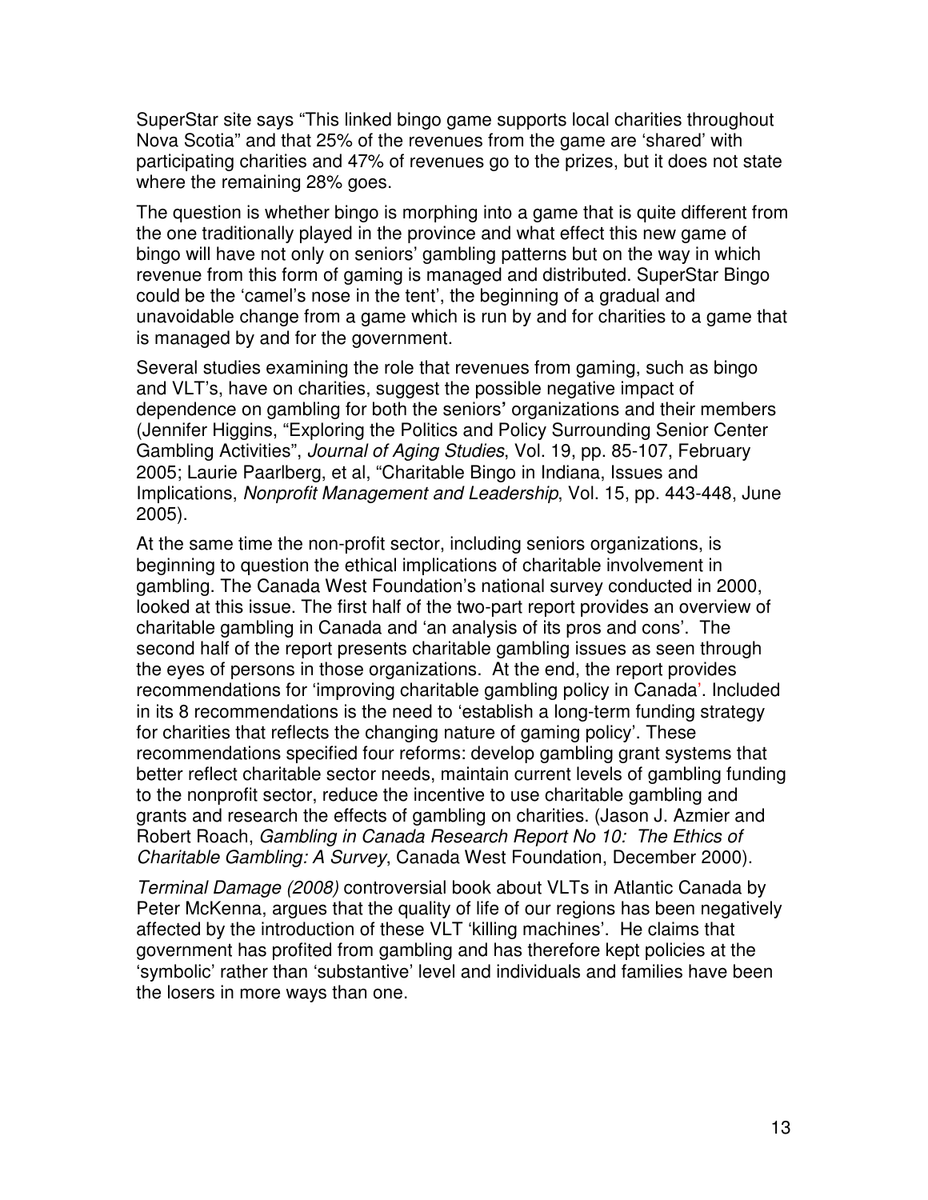SuperStar site says "This linked bingo game supports local charities throughout Nova Scotia" and that 25% of the revenues from the game are 'shared' with participating charities and 47% of revenues go to the prizes, but it does not state where the remaining 28% goes.

The question is whether bingo is morphing into a game that is quite different from the one traditionally played in the province and what effect this new game of bingo will have not only on seniors' gambling patterns but on the way in which revenue from this form of gaming is managed and distributed. SuperStar Bingo could be the 'camel's nose in the tent', the beginning of a gradual and unavoidable change from a game which is run by and for charities to a game that is managed by and for the government.

Several studies examining the role that revenues from gaming, such as bingo and VLT's, have on charities, suggest the possible negative impact of dependence on gambling for both the seniors' organizations and their members (Jennifer Higgins, "Exploring the Politics and Policy Surrounding Senior Center Gambling Activities", *Journal of Aging Studies*, Vol. 19, pp. 85-107, February 2005; Laurie Paarlberg, et al, "Charitable Bingo in Indiana, Issues and Implications, *Nonprofit Management and Leadership*, Vol. 15, pp. 443-448, June 2005).

At the same time the non-profit sector, including seniors organizations, is beginning to question the ethical implications of charitable involvement in gambling. The Canada West Foundation's national survey conducted in 2000, looked at this issue. The first half of the two-part report provides an overview of charitable gambling in Canada and 'an analysis of its pros and cons'. The second half of the report presents charitable gambling issues as seen through the eyes of persons in those organizations. At the end, the report provides recommendations for 'improving charitable gambling policy in Canada'. Included in its 8 recommendations is the need to 'establish a long-term funding strategy for charities that reflects the changing nature of gaming policy'. These recommendations specified four reforms: develop gambling grant systems that better reflect charitable sector needs, maintain current levels of gambling funding to the nonprofit sector, reduce the incentive to use charitable gambling and grants and research the effects of gambling on charities. (Jason J. Azmier and Robert Roach, *Gambling in Canada Research Report No 10: The Ethics of Charitable Gambling: A Survey*, Canada West Foundation, December 2000).

*Terminal Damage (2008)* controversial book about VLTs in Atlantic Canada by Peter McKenna, argues that the quality of life of our regions has been negatively affected by the introduction of these VLT 'killing machines'. He claims that government has profited from gambling and has therefore kept policies at the 'symbolic' rather than 'substantive' level and individuals and families have been the losers in more ways than one.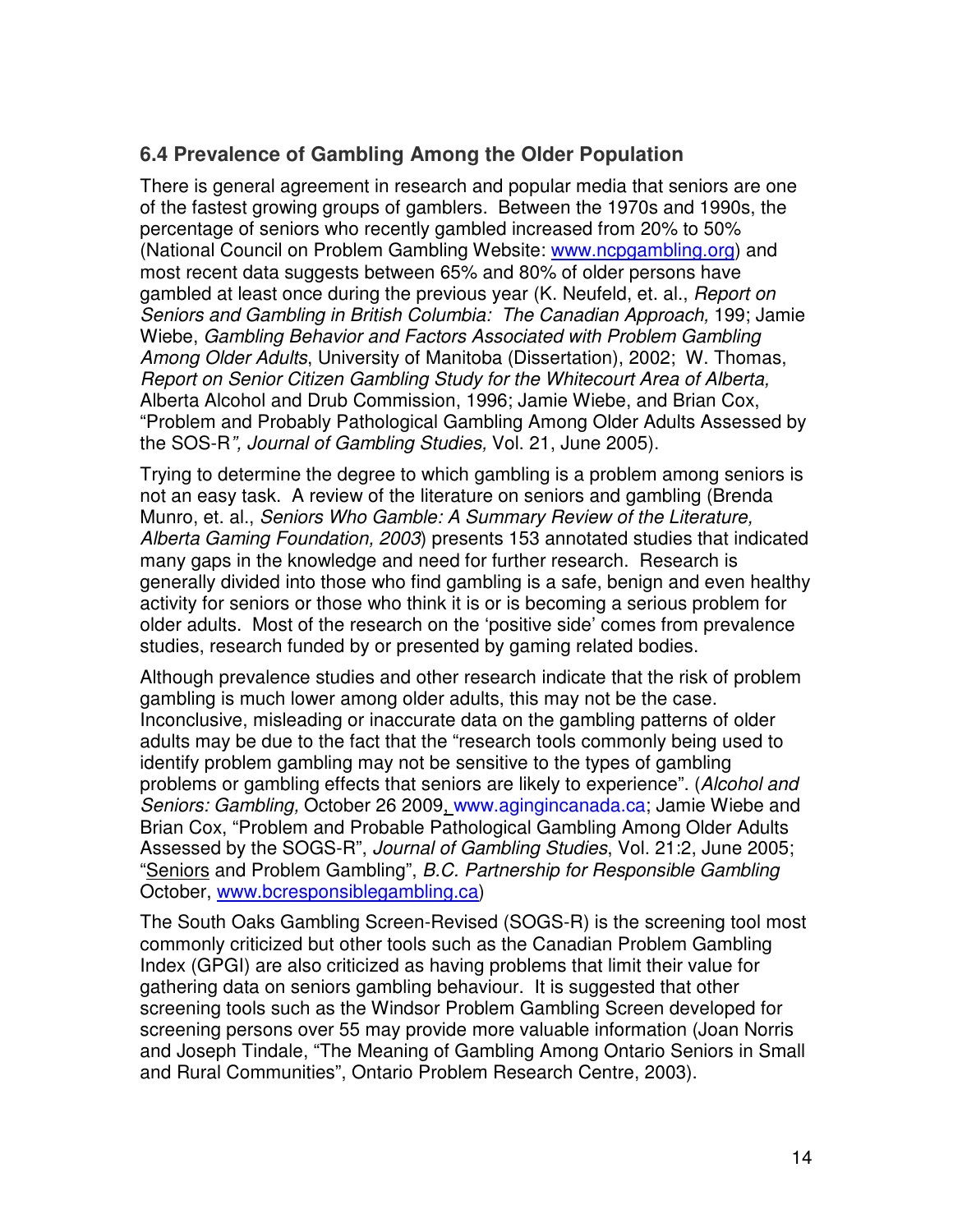### 6.4 Prevalence of Gambling Among the Older Population

There is general agreement in research and popular media that seniors are one of the fastest growing groups of gamblers. Between the 1970s and 1990s, the percentage of seniors who recently gambled increased from 20% to 50% (National Council on Problem Gambling Website: www.ncpgambling.org) and most recent data suggests between 65% and 80% of older persons have gambled at least once during the previous year (K. Neufeld, et. al., *Report on Seniors and Gambling in British Columbia: The Canadian Approach,* 199; Jamie Wiebe, *Gambling Behavior and Factors Associated with Problem Gambling Among Older Adults*, University of Manitoba (Dissertation), 2002; W. Thomas, *Report on Senior Citizen Gambling Study for the Whitecourt Area of Alberta,* Alberta Alcohol and Drub Commission, 1996; Jamie Wiebe, and Brian Cox, "Problem and Probably Pathological Gambling Among Older Adults Assessed by the SOS-R*", Journal of Gambling Studies,* Vol. 21, June 2005).

Trying to determine the degree to which gambling is a problem among seniors is not an easy task. A review of the literature on seniors and gambling (Brenda Munro, et. al., *Seniors Who Gamble: A Summary Review of the Literature, Alberta Gaming Foundation, 2003*) presents 153 annotated studies that indicated many gaps in the knowledge and need for further research. Research is generally divided into those who find gambling is a safe, benign and even healthy activity for seniors or those who think it is or is becoming a serious problem for older adults. Most of the research on the 'positive side' comes from prevalence studies, research funded by or presented by gaming related bodies.

Although prevalence studies and other research indicate that the risk of problem gambling is much lower among older adults, this may not be the case. Inconclusive, misleading or inaccurate data on the gambling patterns of older adults may be due to the fact that the "research tools commonly being used to identify problem gambling may not be sensitive to the types of gambling problems or gambling effects that seniors are likely to experience". (*Alcohol and Seniors: Gambling,* October 26 2009, www.agingincanada.ca; Jamie Wiebe and Brian Cox, "Problem and Probable Pathological Gambling Among Older Adults Assessed by the SOGS-R", *Journal of Gambling Studies*, Vol. 21:2, June 2005; "Seniors and Problem Gambling", *B.C. Partnership for Responsible Gambling* October, www.bcresponsiblegambling.ca)

The South Oaks Gambling Screen-Revised (SOGS-R) is the screening tool most commonly criticized but other tools such as the Canadian Problem Gambling Index (GPGI) are also criticized as having problems that limit their value for gathering data on seniors gambling behaviour. It is suggested that other screening tools such as the Windsor Problem Gambling Screen developed for screening persons over 55 may provide more valuable information (Joan Norris and Joseph Tindale, "The Meaning of Gambling Among Ontario Seniors in Small and Rural Communities", Ontario Problem Research Centre, 2003).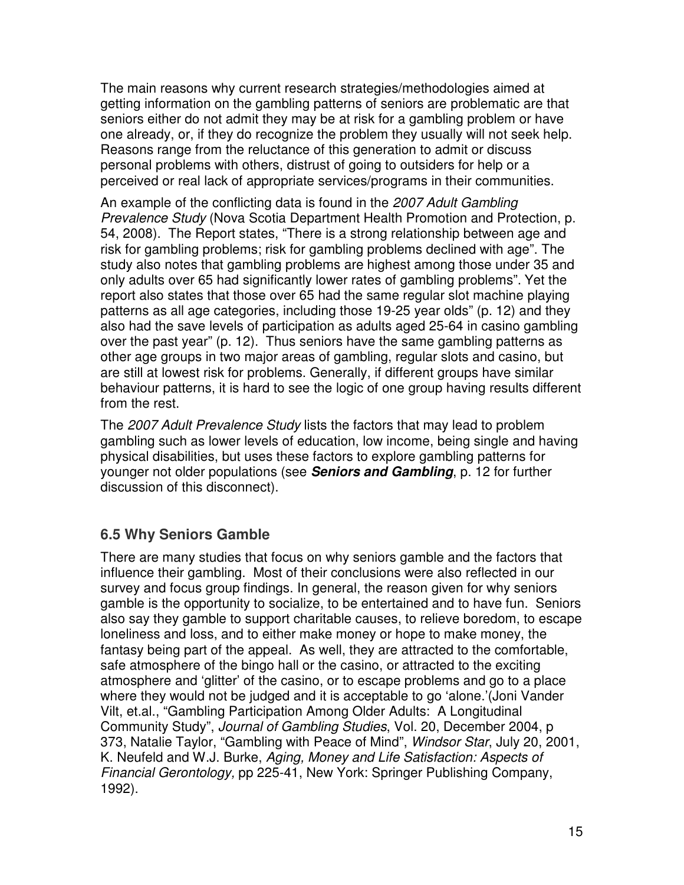The main reasons why current research strategies/methodologies aimed at getting information on the gambling patterns of seniors are problematic are that seniors either do not admit they may be at risk for a gambling problem or have one already, or, if they do recognize the problem they usually will not seek help. Reasons range from the reluctance of this generation to admit or discuss personal problems with others, distrust of going to outsiders for help or a perceived or real lack of appropriate services/programs in their communities.

An example of the conflicting data is found in the *2007 Adult Gambling Prevalence Study* (Nova Scotia Department Health Promotion and Protection, p. 54, 2008). The Report states, "There is a strong relationship between age and risk for gambling problems; risk for gambling problems declined with age". The study also notes that gambling problems are highest among those under 35 and only adults over 65 had significantly lower rates of gambling problems". Yet the report also states that those over 65 had the same regular slot machine playing patterns as all age categories, including those 19-25 year olds" (p. 12) and they also had the save levels of participation as adults aged 25-64 in casino gambling over the past year" (p. 12). Thus seniors have the same gambling patterns as other age groups in two major areas of gambling, regular slots and casino, but are still at lowest risk for problems. Generally, if different groups have similar behaviour patterns, it is hard to see the logic of one group having results different from the rest.

The *2007 Adult Prevalence Study* lists the factors that may lead to problem gambling such as lower levels of education, low income, being single and having physical disabilities, but uses these factors to explore gambling patterns for younger not older populations (see ***Seniors and Gambling***, p. 12 for further discussion of this disconnect).

## 6.5 Why Seniors Gamble

There are many studies that focus on why seniors gamble and the factors that influence their gambling. Most of their conclusions were also reflected in our survey and focus group findings. In general, the reason given for why seniors gamble is the opportunity to socialize, to be entertained and to have fun. Seniors also say they gamble to support charitable causes, to relieve boredom, to escape loneliness and loss, and to either make money or hope to make money, the fantasy being part of the appeal. As well, they are attracted to the comfortable, safe atmosphere of the bingo hall or the casino, or attracted to the exciting atmosphere and 'glitter' of the casino, or to escape problems and go to a place where they would not be judged and it is acceptable to go 'alone.'(Joni Vander Vilt, et.al., "Gambling Participation Among Older Adults: A Longitudinal Community Study", *Journal of Gambling Studies*, Vol. 20, December 2004, p 373, Natalie Taylor, "Gambling with Peace of Mind", *Windsor Star*, July 20, 2001, K. Neufeld and W.J. Burke, *Aging, Money and Life Satisfaction: Aspects of Financial Gerontology,* pp 225-41, New York: Springer Publishing Company, 1992).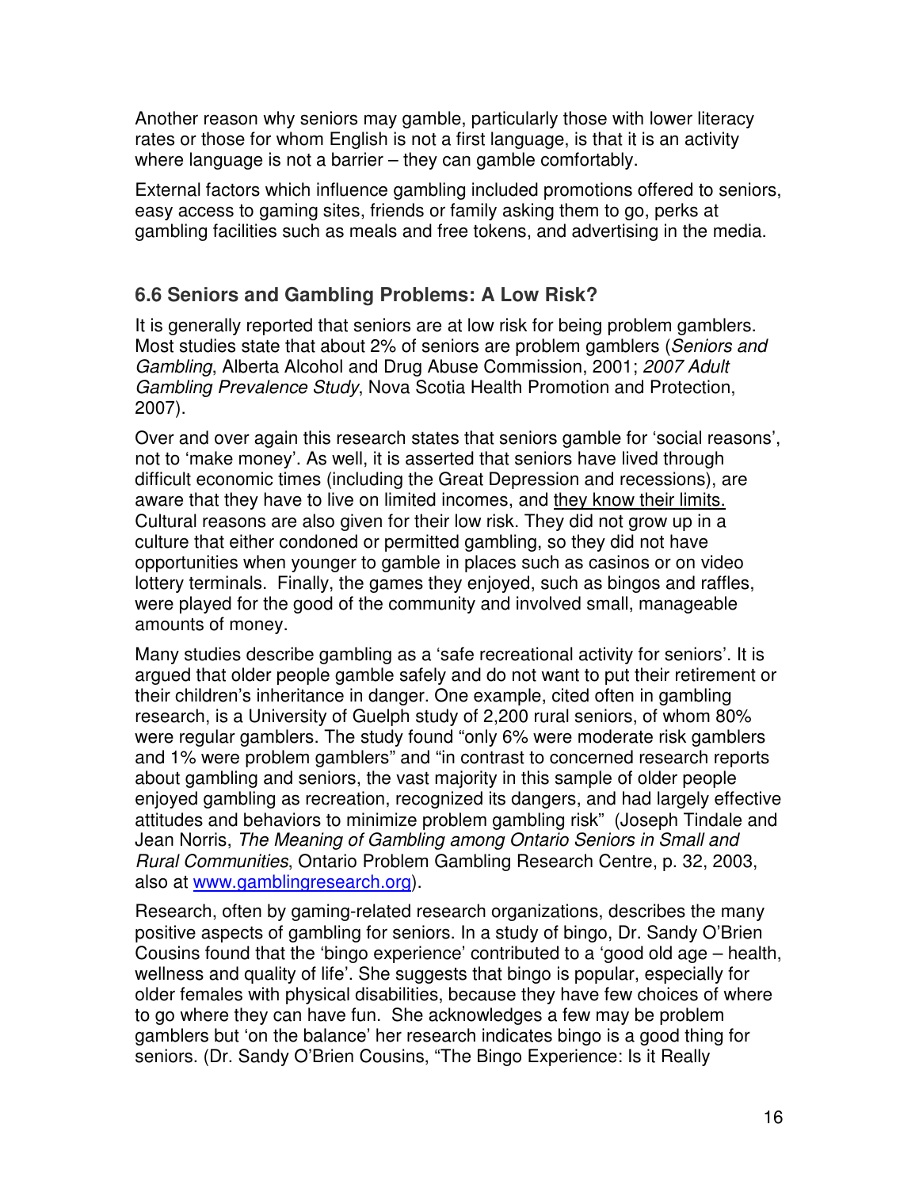Another reason why seniors may gamble, particularly those with lower literacy rates or those for whom English is not a first language, is that it is an activity where language is not a barrier – they can gamble comfortably.

External factors which influence gambling included promotions offered to seniors, easy access to gaming sites, friends or family asking them to go, perks at gambling facilities such as meals and free tokens, and advertising in the media.

### 6.6 Seniors and Gambling Problems: A Low Risk?

It is generally reported that seniors are at low risk for being problem gamblers. Most studies state that about 2% of seniors are problem gamblers (*Seniors and Gambling*, Alberta Alcohol and Drug Abuse Commission, 2001; *2007 Adult Gambling Prevalence Study*, Nova Scotia Health Promotion and Protection, 2007).

Over and over again this research states that seniors gamble for 'social reasons', not to 'make money'. As well, it is asserted that seniors have lived through difficult economic times (including the Great Depression and recessions), are aware that they have to live on limited incomes, and <u>they know their limits.</u> Cultural reasons are also given for their low risk. They did not grow up in a culture that either condoned or permitted gambling, so they did not have opportunities when younger to gamble in places such as casinos or on video lottery terminals. Finally, the games they enjoyed, such as bingos and raffles, were played for the good of the community and involved small, manageable amounts of money.

Many studies describe gambling as a 'safe recreational activity for seniors'. It is argued that older people gamble safely and do not want to put their retirement or their children's inheritance in danger. One example, cited often in gambling research, is a University of Guelph study of 2,200 rural seniors, of whom 80% were regular gamblers. The study found "only 6% were moderate risk gamblers and 1% were problem gamblers" and "in contrast to concerned research reports about gambling and seniors, the vast majority in this sample of older people enjoyed gambling as recreation, recognized its dangers, and had largely effective attitudes and behaviors to minimize problem gambling risk" (Joseph Tindale and Jean Norris, *The Meaning of Gambling among Ontario Seniors in Small and Rural Communities*, Ontario Problem Gambling Research Centre, p. 32, 2003, also at www.gamblingresearch.org).

Research, often by gaming-related research organizations, describes the many positive aspects of gambling for seniors. In a study of bingo, Dr. Sandy O'Brien Cousins found that the 'bingo experience' contributed to a 'good old age – health, wellness and quality of life'. She suggests that bingo is popular, especially for older females with physical disabilities, because they have few choices of where to go where they can have fun. She acknowledges a few may be problem gamblers but 'on the balance' her research indicates bingo is a good thing for seniors. (Dr. Sandy O'Brien Cousins, "The Bingo Experience: Is it Really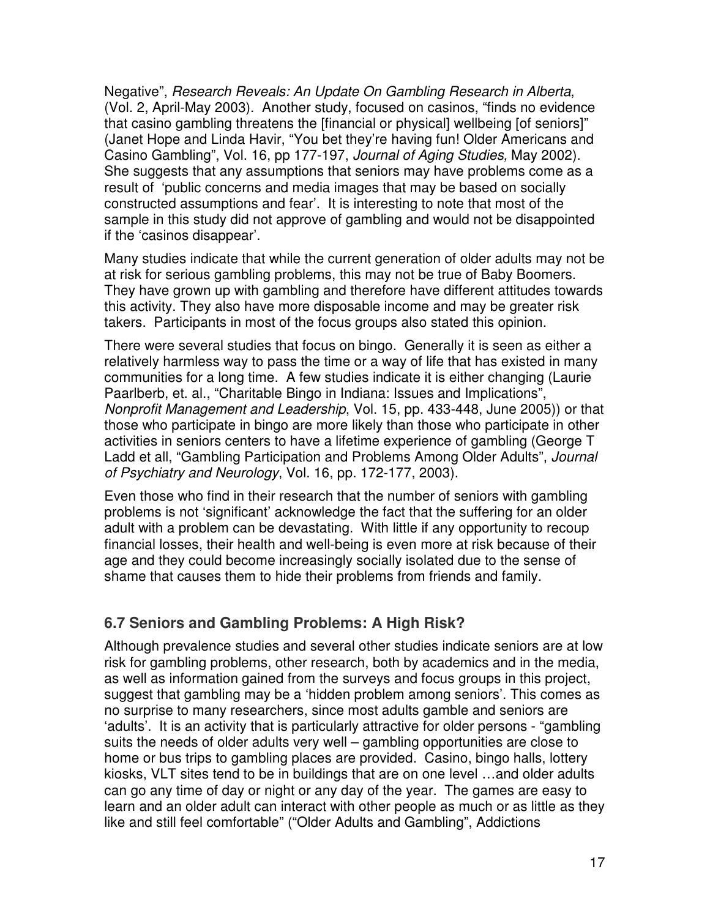Negative", *Research Reveals: An Update On Gambling Research in Alberta*, (Vol. 2, April-May 2003). Another study, focused on casinos, "finds no evidence that casino gambling threatens the [financial or physical] wellbeing [of seniors]" (Janet Hope and Linda Havir, "You bet they're having fun! Older Americans and Casino Gambling", Vol. 16, pp 177-197, *Journal of Aging Studies,* May 2002). She suggests that any assumptions that seniors may have problems come as a result of 'public concerns and media images that may be based on socially constructed assumptions and fear'. It is interesting to note that most of the sample in this study did not approve of gambling and would not be disappointed if the 'casinos disappear'.

Many studies indicate that while the current generation of older adults may not be at risk for serious gambling problems, this may not be true of Baby Boomers. They have grown up with gambling and therefore have different attitudes towards this activity. They also have more disposable income and may be greater risk takers. Participants in most of the focus groups also stated this opinion.

There were several studies that focus on bingo. Generally it is seen as either a relatively harmless way to pass the time or a way of life that has existed in many communities for a long time. A few studies indicate it is either changing (Laurie Paarlberb, et. al., "Charitable Bingo in Indiana: Issues and Implications", *Nonprofit Management and Leadership*, Vol. 15, pp. 433-448, June 2005)) or that those who participate in bingo are more likely than those who participate in other activities in seniors centers to have a lifetime experience of gambling (George T Ladd et all, "Gambling Participation and Problems Among Older Adults", *Journal of Psychiatry and Neurology*, Vol. 16, pp. 172-177, 2003).

Even those who find in their research that the number of seniors with gambling problems is not 'significant' acknowledge the fact that the suffering for an older adult with a problem can be devastating. With little if any opportunity to recoup financial losses, their health and well-being is even more at risk because of their age and they could become increasingly socially isolated due to the sense of shame that causes them to hide their problems from friends and family.

### 6.7 Seniors and Gambling Problems: A High Risk?

Although prevalence studies and several other studies indicate seniors are at low risk for gambling problems, other research, both by academics and in the media, as well as information gained from the surveys and focus groups in this project, suggest that gambling may be a 'hidden problem among seniors'. This comes as no surprise to many researchers, since most adults gamble and seniors are 'adults'. It is an activity that is particularly attractive for older persons - "gambling suits the needs of older adults very well – gambling opportunities are close to home or bus trips to gambling places are provided. Casino, bingo halls, lottery kiosks, VLT sites tend to be in buildings that are on one level …and older adults can go any time of day or night or any day of the year. The games are easy to learn and an older adult can interact with other people as much or as little as they like and still feel comfortable" ("Older Adults and Gambling", Addictions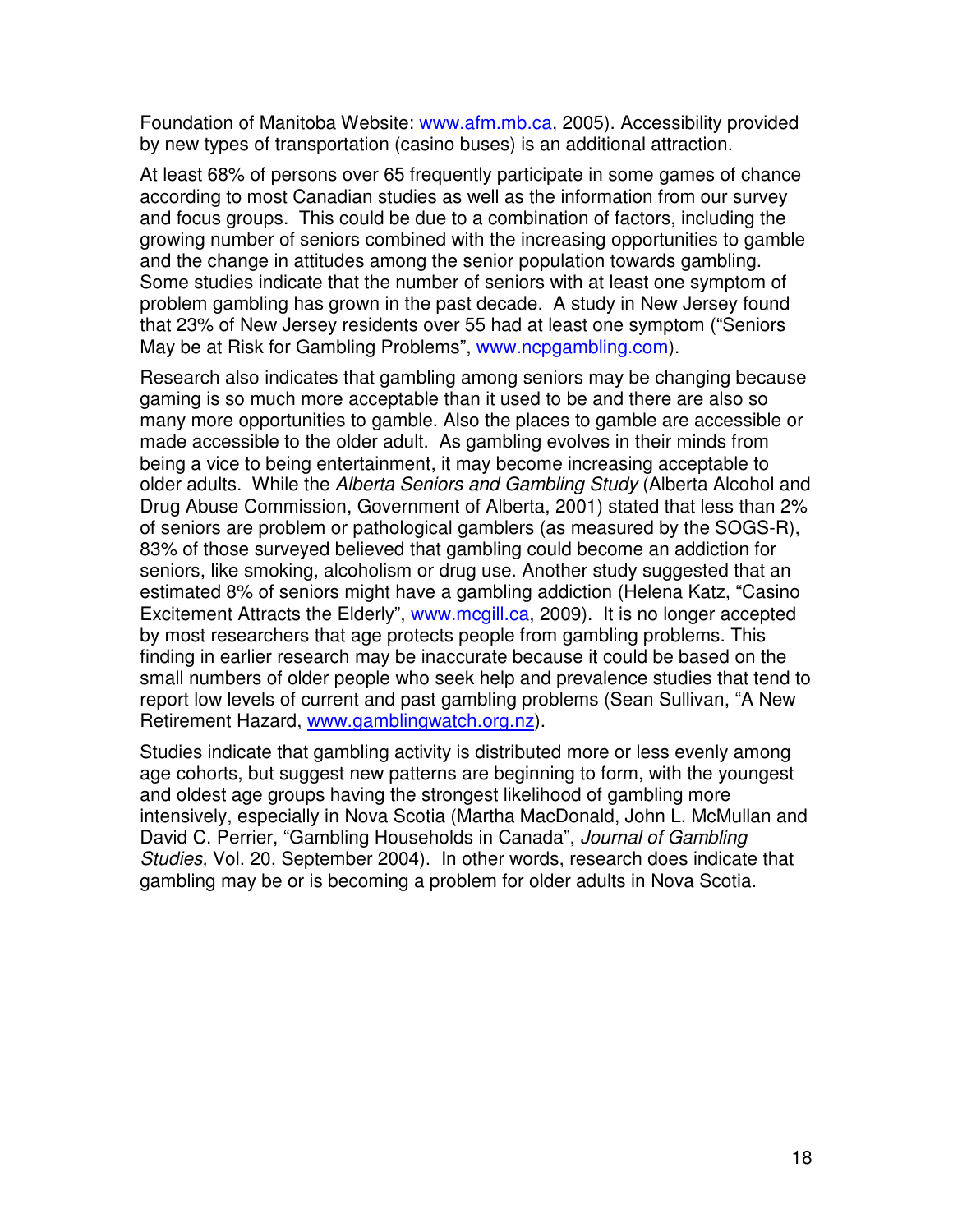Foundation of Manitoba Website: www.afm.mb.ca, 2005). Accessibility provided by new types of transportation (casino buses) is an additional attraction.

At least 68% of persons over 65 frequently participate in some games of chance according to most Canadian studies as well as the information from our survey and focus groups. This could be due to a combination of factors, including the growing number of seniors combined with the increasing opportunities to gamble and the change in attitudes among the senior population towards gambling. Some studies indicate that the number of seniors with at least one symptom of problem gambling has grown in the past decade. A study in New Jersey found that 23% of New Jersey residents over 55 had at least one symptom ("Seniors May be at Risk for Gambling Problems", www.ncpgambling.com).

Research also indicates that gambling among seniors may be changing because gaming is so much more acceptable than it used to be and there are also so many more opportunities to gamble. Also the places to gamble are accessible or made accessible to the older adult. As gambling evolves in their minds from being a vice to being entertainment, it may become increasing acceptable to older adults. While the *Alberta Seniors and Gambling Study* (Alberta Alcohol and Drug Abuse Commission, Government of Alberta, 2001) stated that less than 2% of seniors are problem or pathological gamblers (as measured by the SOGS-R), 83% of those surveyed believed that gambling could become an addiction for seniors, like smoking, alcoholism or drug use. Another study suggested that an estimated 8% of seniors might have a gambling addiction (Helena Katz, "Casino Excitement Attracts the Elderly", www.mcgill.ca, 2009). It is no longer accepted by most researchers that age protects people from gambling problems. This finding in earlier research may be inaccurate because it could be based on the small numbers of older people who seek help and prevalence studies that tend to report low levels of current and past gambling problems (Sean Sullivan, "A New Retirement Hazard, www.gamblingwatch.org.nz).

Studies indicate that gambling activity is distributed more or less evenly among age cohorts, but suggest new patterns are beginning to form, with the youngest and oldest age groups having the strongest likelihood of gambling more intensively, especially in Nova Scotia (Martha MacDonald, John L. McMullan and David C. Perrier, "Gambling Households in Canada", *Journal of Gambling Studies,* Vol. 20, September 2004). In other words, research does indicate that gambling may be or is becoming a problem for older adults in Nova Scotia.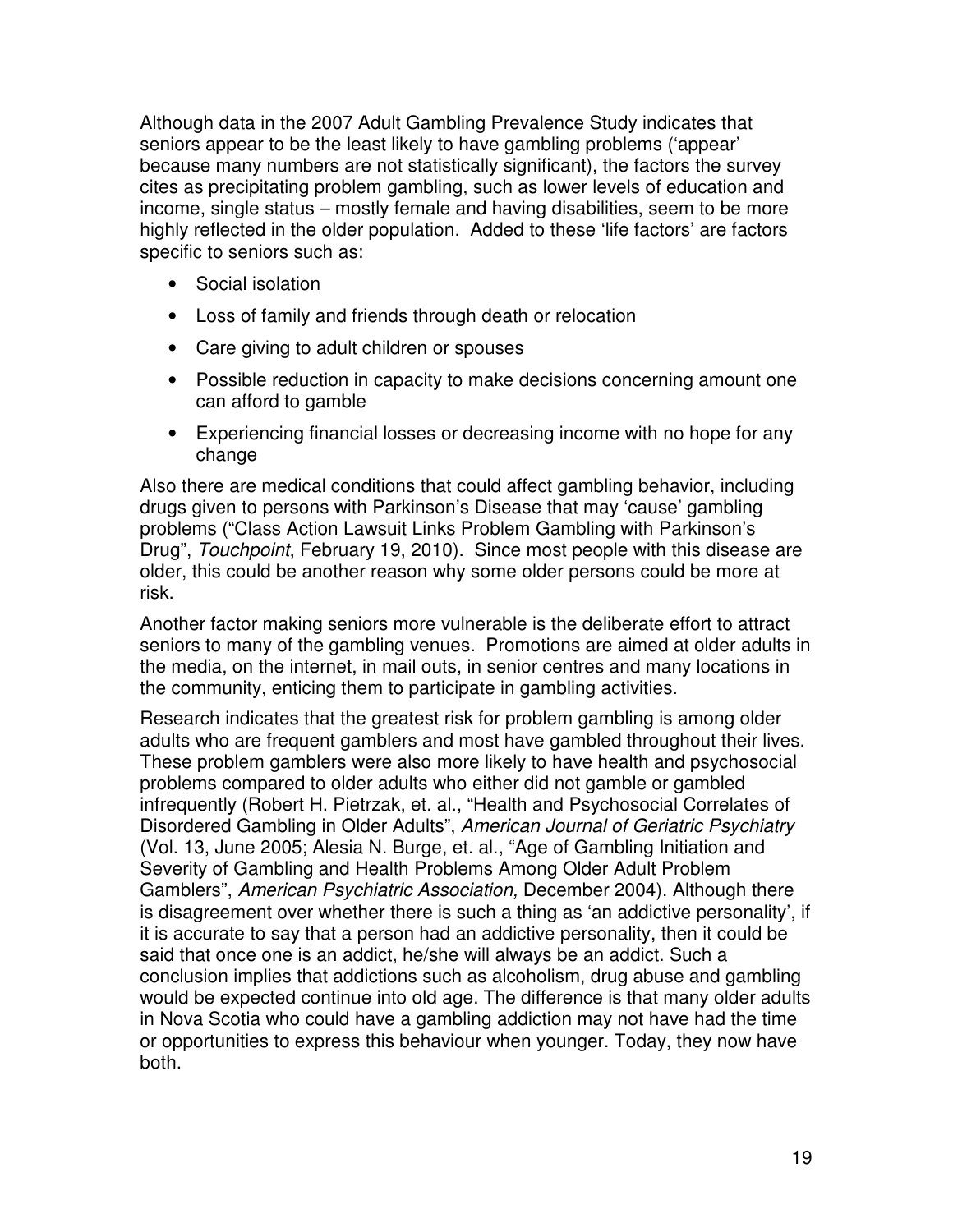Although data in the 2007 Adult Gambling Prevalence Study indicates that seniors appear to be the least likely to have gambling problems ('appear' because many numbers are not statistically significant), the factors the survey cites as precipitating problem gambling, such as lower levels of education and income, single status – mostly female and having disabilities, seem to be more highly reflected in the older population. Added to these 'life factors' are factors specific to seniors such as:

- Social isolation
- Loss of family and friends through death or relocation
- Care giving to adult children or spouses
- Possible reduction in capacity to make decisions concerning amount one can afford to gamble
- Experiencing financial losses or decreasing income with no hope for any change

Also there are medical conditions that could affect gambling behavior, including drugs given to persons with Parkinson's Disease that may 'cause' gambling problems ("Class Action Lawsuit Links Problem Gambling with Parkinson's Drug", *Touchpoint*, February 19, 2010). Since most people with this disease are older, this could be another reason why some older persons could be more at risk.

Another factor making seniors more vulnerable is the deliberate effort to attract seniors to many of the gambling venues. Promotions are aimed at older adults in the media, on the internet, in mail outs, in senior centres and many locations in the community, enticing them to participate in gambling activities.

Research indicates that the greatest risk for problem gambling is among older adults who are frequent gamblers and most have gambled throughout their lives. These problem gamblers were also more likely to have health and psychosocial problems compared to older adults who either did not gamble or gambled infrequently (Robert H. Pietrzak, et. al., "Health and Psychosocial Correlates of Disordered Gambling in Older Adults", *American Journal of Geriatric Psychiatry* (Vol. 13, June 2005; Alesia N. Burge, et. al., "Age of Gambling Initiation and Severity of Gambling and Health Problems Among Older Adult Problem Gamblers", *American Psychiatric Association,* December 2004). Although there is disagreement over whether there is such a thing as 'an addictive personality', if it is accurate to say that a person had an addictive personality, then it could be said that once one is an addict, he/she will always be an addict. Such a conclusion implies that addictions such as alcoholism, drug abuse and gambling would be expected continue into old age. The difference is that many older adults in Nova Scotia who could have a gambling addiction may not have had the time or opportunities to express this behaviour when younger. Today, they now have both.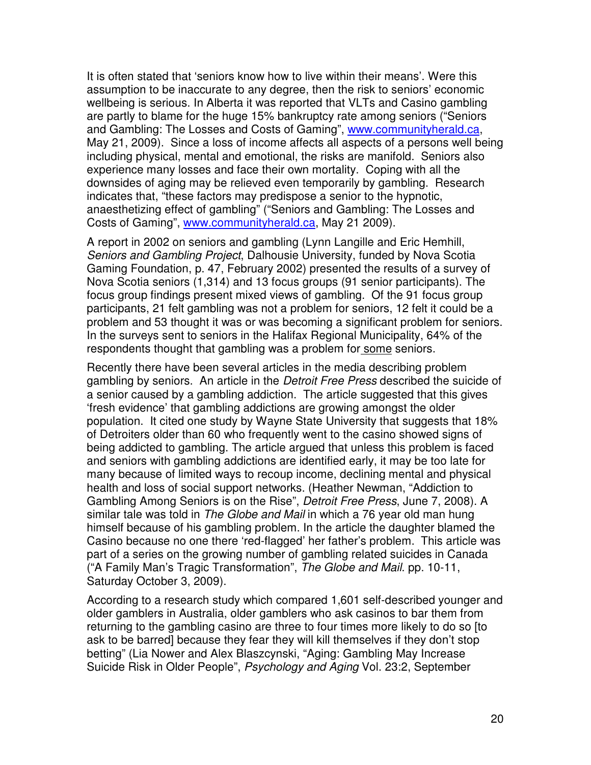It is often stated that 'seniors know how to live within their means'. Were this assumption to be inaccurate to any degree, then the risk to seniors' economic wellbeing is serious. In Alberta it was reported that VLTs and Casino gambling are partly to blame for the huge 15% bankruptcy rate among seniors ("Seniors and Gambling: The Losses and Costs of Gaming", www.communityherald.ca, May 21, 2009). Since a loss of income affects all aspects of a persons well being including physical, mental and emotional, the risks are manifold. Seniors also experience many losses and face their own mortality. Coping with all the downsides of aging may be relieved even temporarily by gambling. Research indicates that, "these factors may predispose a senior to the hypnotic, anaesthetizing effect of gambling" ("Seniors and Gambling: The Losses and Costs of Gaming", www.communityherald.ca, May 21 2009).

A report in 2002 on seniors and gambling (Lynn Langille and Eric Hemhill, *Seniors and Gambling Project*, Dalhousie University, funded by Nova Scotia Gaming Foundation, p. 47, February 2002) presented the results of a survey of Nova Scotia seniors (1,314) and 13 focus groups (91 senior participants). The focus group findings present mixed views of gambling. Of the 91 focus group participants, 21 felt gambling was not a problem for seniors, 12 felt it could be a problem and 53 thought it was or was becoming a significant problem for seniors. In the surveys sent to seniors in the Halifax Regional Municipality, 64% of the respondents thought that gambling was a problem for <u>some</u> seniors.

Recently there have been several articles in the media describing problem gambling by seniors. An article in the *Detroit Free Press* described the suicide of a senior caused by a gambling addiction. The article suggested that this gives 'fresh evidence' that gambling addictions are growing amongst the older population. It cited one study by Wayne State University that suggests that 18% of Detroiters older than 60 who frequently went to the casino showed signs of being addicted to gambling. The article argued that unless this problem is faced and seniors with gambling addictions are identified early, it may be too late for many because of limited ways to recoup income, declining mental and physical health and loss of social support networks. (Heather Newman, "Addiction to Gambling Among Seniors is on the Rise", *Detroit Free Press*, June 7, 2008). A similar tale was told in *The Globe and Mail* in which a 76 year old man hung himself because of his gambling problem. In the article the daughter blamed the Casino because no one there 'red-flagged' her father's problem. This article was part of a series on the growing number of gambling related suicides in Canada ("A Family Man's Tragic Transformation", *The Globe and Mail*. pp. 10-11, Saturday October 3, 2009).

According to a research study which compared 1,601 self-described younger and older gamblers in Australia, older gamblers who ask casinos to bar them from returning to the gambling casino are three to four times more likely to do so [to ask to be barred] because they fear they will kill themselves if they don't stop betting" (Lia Nower and Alex Blaszcynski, "Aging: Gambling May Increase Suicide Risk in Older People", *Psychology and Aging* Vol. 23:2, September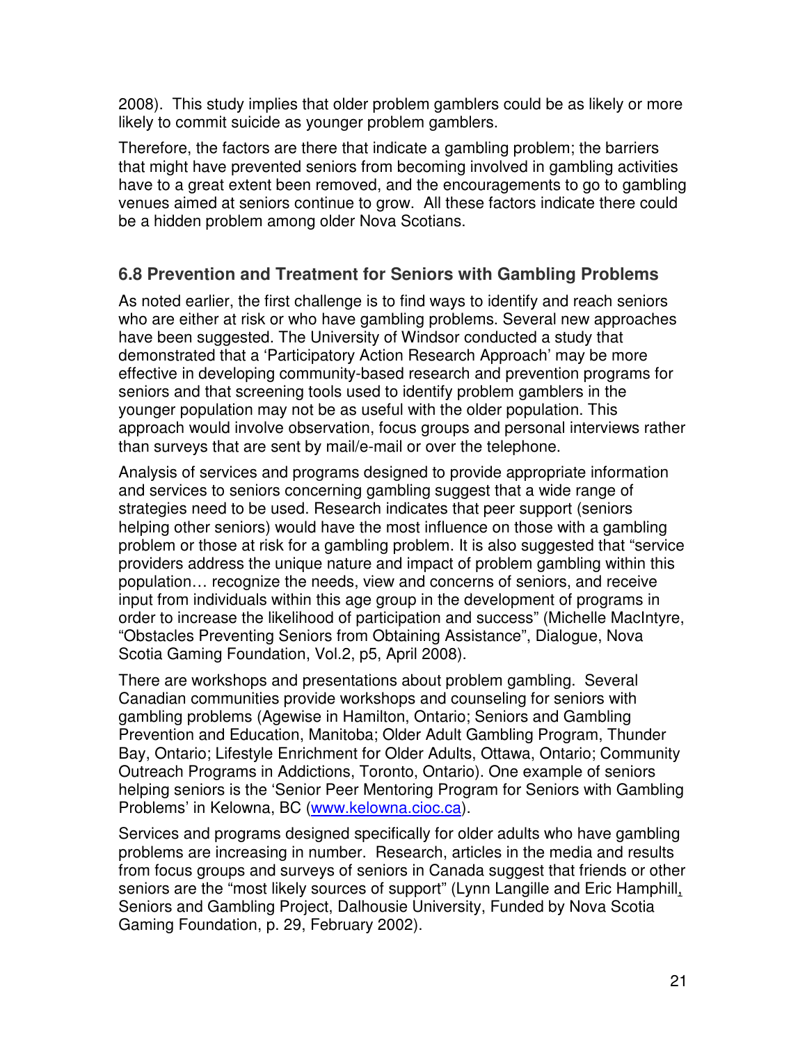2008). This study implies that older problem gamblers could be as likely or more likely to commit suicide as younger problem gamblers.

Therefore, the factors are there that indicate a gambling problem; the barriers that might have prevented seniors from becoming involved in gambling activities have to a great extent been removed, and the encouragements to go to gambling venues aimed at seniors continue to grow. All these factors indicate there could be a hidden problem among older Nova Scotians.

### 6.8 Prevention and Treatment for Seniors with Gambling Problems

As noted earlier, the first challenge is to find ways to identify and reach seniors who are either at risk or who have gambling problems. Several new approaches have been suggested. The University of Windsor conducted a study that demonstrated that a 'Participatory Action Research Approach' may be more effective in developing community-based research and prevention programs for seniors and that screening tools used to identify problem gamblers in the younger population may not be as useful with the older population. This approach would involve observation, focus groups and personal interviews rather than surveys that are sent by mail/e-mail or over the telephone.

Analysis of services and programs designed to provide appropriate information and services to seniors concerning gambling suggest that a wide range of strategies need to be used. Research indicates that peer support (seniors helping other seniors) would have the most influence on those with a gambling problem or those at risk for a gambling problem. It is also suggested that "service providers address the unique nature and impact of problem gambling within this population… recognize the needs, view and concerns of seniors, and receive input from individuals within this age group in the development of programs in order to increase the likelihood of participation and success" (Michelle MacIntyre, "Obstacles Preventing Seniors from Obtaining Assistance", Dialogue, Nova Scotia Gaming Foundation, Vol.2, p5, April 2008).

There are workshops and presentations about problem gambling. Several Canadian communities provide workshops and counseling for seniors with gambling problems (Agewise in Hamilton, Ontario; Seniors and Gambling Prevention and Education, Manitoba; Older Adult Gambling Program, Thunder Bay, Ontario; Lifestyle Enrichment for Older Adults, Ottawa, Ontario; Community Outreach Programs in Addictions, Toronto, Ontario). One example of seniors helping seniors is the 'Senior Peer Mentoring Program for Seniors with Gambling Problems' in Kelowna, BC (www.kelowna.cioc.ca).

Services and programs designed specifically for older adults who have gambling problems are increasing in number. Research, articles in the media and results from focus groups and surveys of seniors in Canada suggest that friends or other seniors are the "most likely sources of support" (Lynn Langille and Eric Hamphill, Seniors and Gambling Project, Dalhousie University, Funded by Nova Scotia Gaming Foundation, p. 29, February 2002).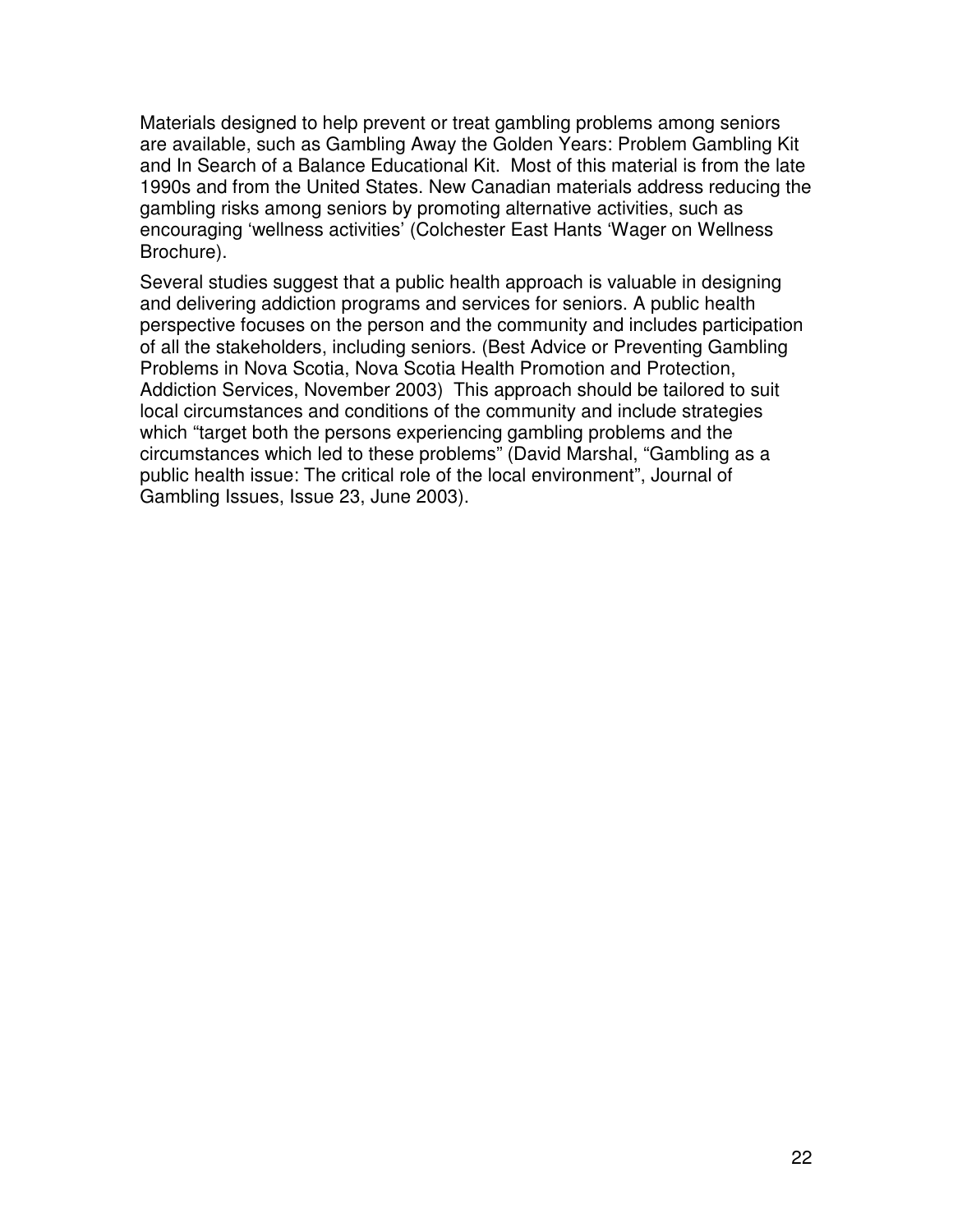Materials designed to help prevent or treat gambling problems among seniors are available, such as Gambling Away the Golden Years: Problem Gambling Kit and In Search of a Balance Educational Kit. Most of this material is from the late 1990s and from the United States. New Canadian materials address reducing the gambling risks among seniors by promoting alternative activities, such as encouraging 'wellness activities' (Colchester East Hants 'Wager on Wellness Brochure).

Several studies suggest that a public health approach is valuable in designing and delivering addiction programs and services for seniors. A public health perspective focuses on the person and the community and includes participation of all the stakeholders, including seniors. (Best Advice or Preventing Gambling Problems in Nova Scotia, Nova Scotia Health Promotion and Protection, Addiction Services, November 2003) This approach should be tailored to suit local circumstances and conditions of the community and include strategies which "target both the persons experiencing gambling problems and the circumstances which led to these problems" (David Marshal, "Gambling as a public health issue: The critical role of the local environment", Journal of Gambling Issues, Issue 23, June 2003).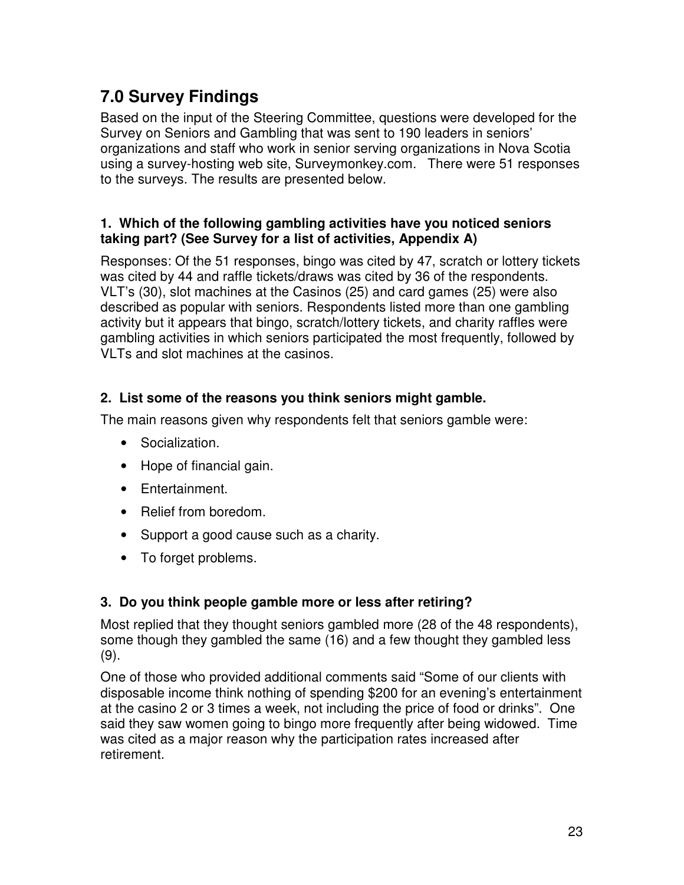## 7.0 Survey Findings

Based on the input of the Steering Committee, questions were developed for the Survey on Seniors and Gambling that was sent to 190 leaders in seniors' organizations and staff who work in senior serving organizations in Nova Scotia using a survey-hosting web site, Surveymonkey.com. There were 51 responses to the surveys. The results are presented below.

### 1. Which of the following gambling activities have you noticed seniors taking part? (See Survey for a list of activities, Appendix A)

Responses: Of the 51 responses, bingo was cited by 47, scratch or lottery tickets was cited by 44 and raffle tickets/draws was cited by 36 of the respondents. VLT's (30), slot machines at the Casinos (25) and card games (25) were also described as popular with seniors. Respondents listed more than one gambling activity but it appears that bingo, scratch/lottery tickets, and charity raffles were gambling activities in which seniors participated the most frequently, followed by VLTs and slot machines at the casinos.

### 2. List some of the reasons you think seniors might gamble.

The main reasons given why respondents felt that seniors gamble were:

- Socialization.
- Hope of financial gain.
- Entertainment.
- Relief from boredom.
- Support a good cause such as a charity.
- To forget problems.

### 3. Do you think people gamble more or less after retiring?

Most replied that they thought seniors gambled more (28 of the 48 respondents), some though they gambled the same (16) and a few thought they gambled less (9).

One of those who provided additional comments said "Some of our clients with disposable income think nothing of spending $200 for an evening's entertainment at the casino 2 or 3 times a week, not including the price of food or drinks". One said they saw women going to bingo more frequently after being widowed. Time was cited as a major reason why the participation rates increased after retirement.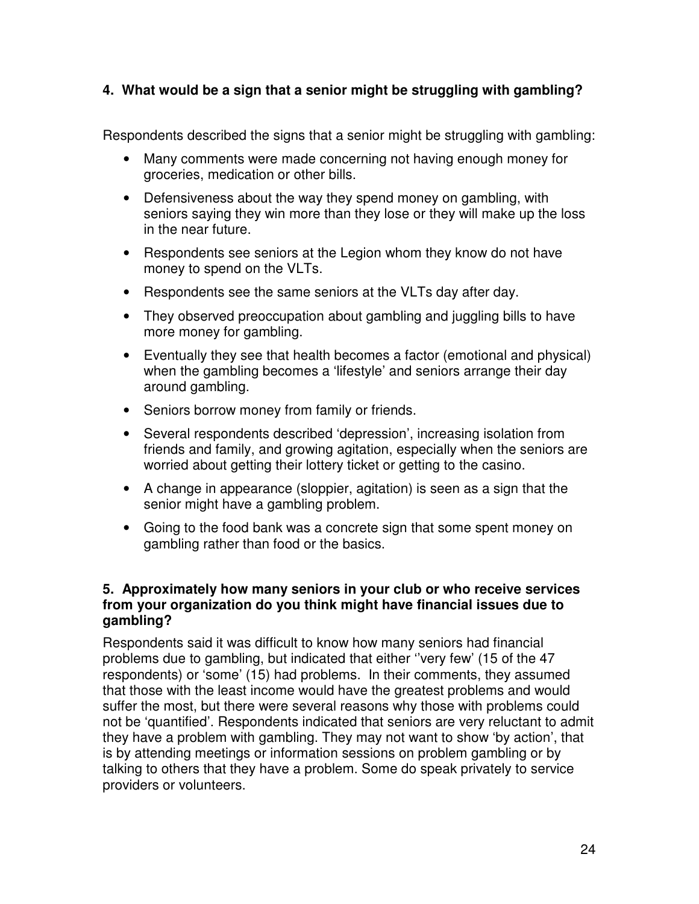**4. What would be a sign that a senior might be struggling with gambling?**

Respondents described the signs that a senior might be struggling with gambling:

- Many comments were made concerning not having enough money for groceries, medication or other bills.
- Defensiveness about the way they spend money on gambling, with seniors saying they win more than they lose or they will make up the loss in the near future.
- Respondents see seniors at the Legion whom they know do not have money to spend on the VLTs.
- Respondents see the same seniors at the VLTs day after day.
- They observed preoccupation about gambling and juggling bills to have more money for gambling.
- Eventually they see that health becomes a factor (emotional and physical) when the gambling becomes a 'lifestyle' and seniors arrange their day around gambling.
- Seniors borrow money from family or friends.
- Several respondents described 'depression', increasing isolation from friends and family, and growing agitation, especially when the seniors are worried about getting their lottery ticket or getting to the casino.
- A change in appearance (sloppier, agitation) is seen as a sign that the senior might have a gambling problem.
- Going to the food bank was a concrete sign that some spent money on gambling rather than food or the basics.

**5. Approximately how many seniors in your club or who receive services from your organization do you think might have financial issues due to gambling?**

Respondents said it was difficult to know how many seniors had financial problems due to gambling, but indicated that either ''very few' (15 of the 47 respondents) or 'some' (15) had problems. In their comments, they assumed that those with the least income would have the greatest problems and would suffer the most, but there were several reasons why those with problems could not be 'quantified'. Respondents indicated that seniors are very reluctant to admit they have a problem with gambling. They may not want to show 'by action', that is by attending meetings or information sessions on problem gambling or by talking to others that they have a problem. Some do speak privately to service providers or volunteers.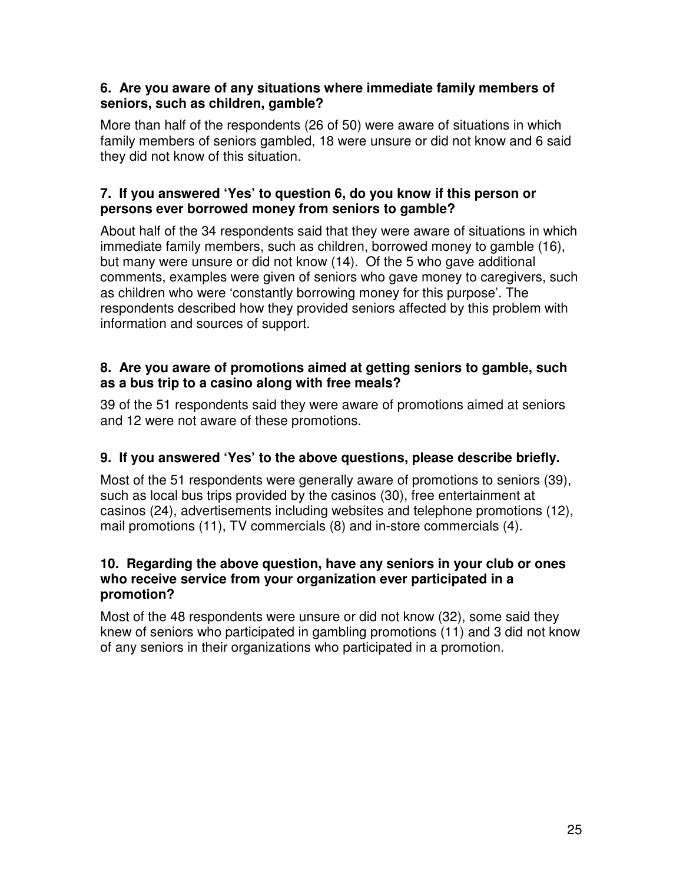### 6. Are you aware of any situations where immediate family members of seniors, such as children, gamble?

More than half of the respondents (26 of 50) were aware of situations in which family members of seniors gambled, 18 were unsure or did not know and 6 said they did not know of this situation.

### 7. If you answered 'Yes' to question 6, do you know if this person or persons ever borrowed money from seniors to gamble?

About half of the 34 respondents said that they were aware of situations in which immediate family members, such as children, borrowed money to gamble (16), but many were unsure or did not know (14). Of the 5 who gave additional comments, examples were given of seniors who gave money to caregivers, such as children who were 'constantly borrowing money for this purpose'. The respondents described how they provided seniors affected by this problem with information and sources of support.

### 8. Are you aware of promotions aimed at getting seniors to gamble, such as a bus trip to a casino along with free meals?

39 of the 51 respondents said they were aware of promotions aimed at seniors and 12 were not aware of these promotions.

### 9. If you answered 'Yes' to the above questions, please describe briefly.

Most of the 51 respondents were generally aware of promotions to seniors (39), such as local bus trips provided by the casinos (30), free entertainment at casinos (24), advertisements including websites and telephone promotions (12), mail promotions (11), TV commercials (8) and in-store commercials (4).

### 10. Regarding the above question, have any seniors in your club or ones who receive service from your organization ever participated in a promotion?

Most of the 48 respondents were unsure or did not know (32), some said they knew of seniors who participated in gambling promotions (11) and 3 did not know of any seniors in their organizations who participated in a promotion.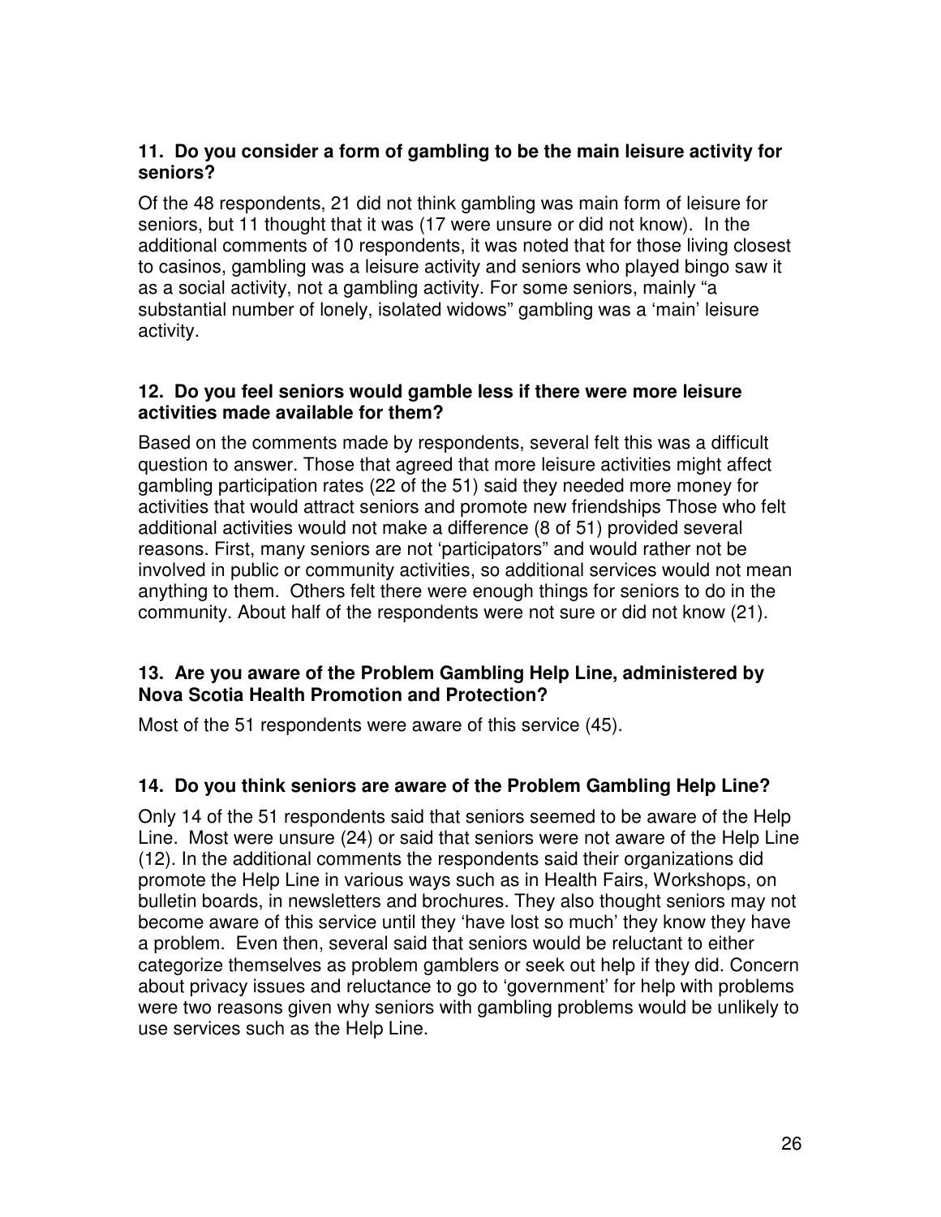### 11. Do you consider a form of gambling to be the main leisure activity for seniors?

Of the 48 respondents, 21 did not think gambling was main form of leisure for seniors, but 11 thought that it was (17 were unsure or did not know). In the additional comments of 10 respondents, it was noted that for those living closest to casinos, gambling was a leisure activity and seniors who played bingo saw it as a social activity, not a gambling activity. For some seniors, mainly "a substantial number of lonely, isolated widows" gambling was a 'main' leisure activity.

### 12. Do you feel seniors would gamble less if there were more leisure activities made available for them?

Based on the comments made by respondents, several felt this was a difficult question to answer. Those that agreed that more leisure activities might affect gambling participation rates (22 of the 51) said they needed more money for activities that would attract seniors and promote new friendships Those who felt additional activities would not make a difference (8 of 51) provided several reasons. First, many seniors are not 'participators" and would rather not be involved in public or community activities, so additional services would not mean anything to them. Others felt there were enough things for seniors to do in the community. About half of the respondents were not sure or did not know (21).

### 13. Are you aware of the Problem Gambling Help Line, administered by Nova Scotia Health Promotion and Protection?

Most of the 51 respondents were aware of this service (45).

### 14. Do you think seniors are aware of the Problem Gambling Help Line?

Only 14 of the 51 respondents said that seniors seemed to be aware of the Help Line. Most were unsure (24) or said that seniors were not aware of the Help Line (12). In the additional comments the respondents said their organizations did promote the Help Line in various ways such as in Health Fairs, Workshops, on bulletin boards, in newsletters and brochures. They also thought seniors may not become aware of this service until they 'have lost so much' they know they have a problem. Even then, several said that seniors would be reluctant to either categorize themselves as problem gamblers or seek out help if they did. Concern about privacy issues and reluctance to go to 'government' for help with problems were two reasons given why seniors with gambling problems would be unlikely to use services such as the Help Line.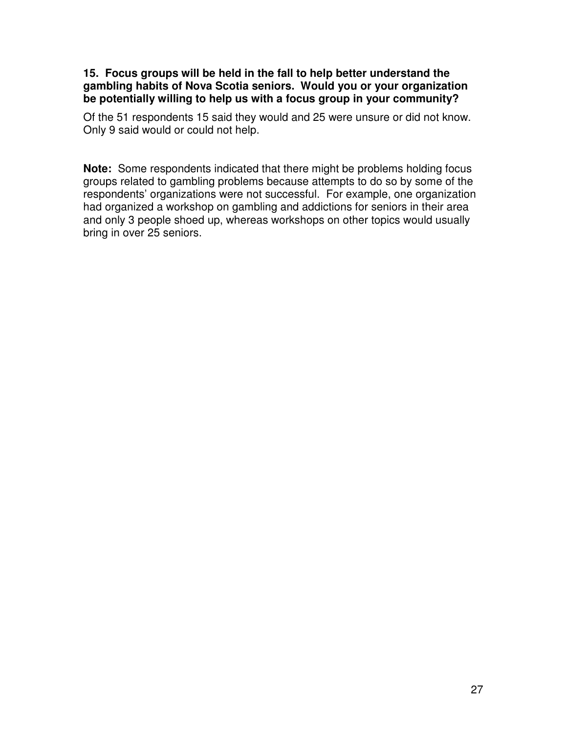**15. Focus groups will be held in the fall to help better understand the gambling habits of Nova Scotia seniors. Would you or your organization be potentially willing to help us with a focus group in your community?**

Of the 51 respondents 15 said they would and 25 were unsure or did not know. Only 9 said would or could not help.

**Note:** Some respondents indicated that there might be problems holding focus groups related to gambling problems because attempts to do so by some of the respondents' organizations were not successful. For example, one organization had organized a workshop on gambling and addictions for seniors in their area and only 3 people shoed up, whereas workshops on other topics would usually bring in over 25 seniors.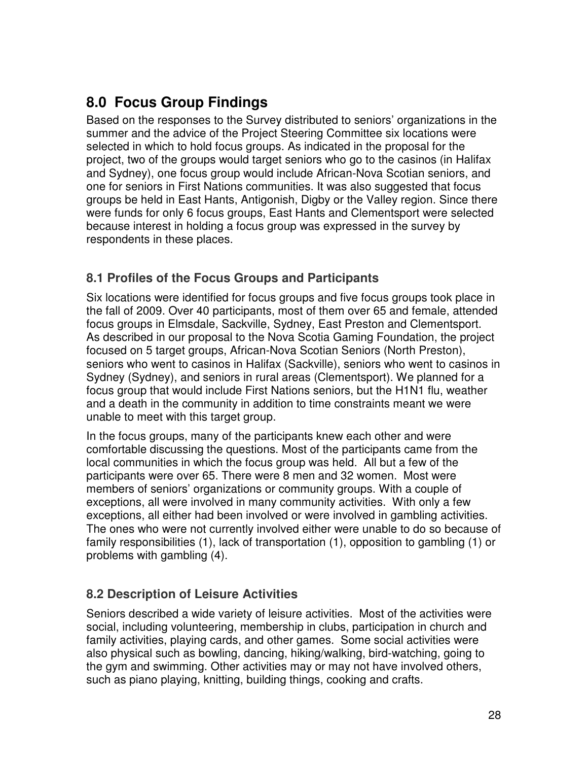## 8.0 Focus Group Findings

Based on the responses to the Survey distributed to seniors' organizations in the summer and the advice of the Project Steering Committee six locations were selected in which to hold focus groups. As indicated in the proposal for the project, two of the groups would target seniors who go to the casinos (in Halifax and Sydney), one focus group would include African-Nova Scotian seniors, and one for seniors in First Nations communities. It was also suggested that focus groups be held in East Hants, Antigonish, Digby or the Valley region. Since there were funds for only 6 focus groups, East Hants and Clementsport were selected because interest in holding a focus group was expressed in the survey by respondents in these places.

### 8.1 Profiles of the Focus Groups and Participants

Six locations were identified for focus groups and five focus groups took place in the fall of 2009. Over 40 participants, most of them over 65 and female, attended focus groups in Elmsdale, Sackville, Sydney, East Preston and Clementsport. As described in our proposal to the Nova Scotia Gaming Foundation, the project focused on 5 target groups, African-Nova Scotian Seniors (North Preston), seniors who went to casinos in Halifax (Sackville), seniors who went to casinos in Sydney (Sydney), and seniors in rural areas (Clementsport). We planned for a focus group that would include First Nations seniors, but the H1N1 flu, weather and a death in the community in addition to time constraints meant we were unable to meet with this target group.

In the focus groups, many of the participants knew each other and were comfortable discussing the questions. Most of the participants came from the local communities in which the focus group was held. All but a few of the participants were over 65. There were 8 men and 32 women. Most were members of seniors' organizations or community groups. With a couple of exceptions, all were involved in many community activities. With only a few exceptions, all either had been involved or were involved in gambling activities. The ones who were not currently involved either were unable to do so because of family responsibilities (1), lack of transportation (1), opposition to gambling (1) or problems with gambling (4).

### 8.2 Description of Leisure Activities

Seniors described a wide variety of leisure activities. Most of the activities were social, including volunteering, membership in clubs, participation in church and family activities, playing cards, and other games. Some social activities were also physical such as bowling, dancing, hiking/walking, bird-watching, going to the gym and swimming. Other activities may or may not have involved others, such as piano playing, knitting, building things, cooking and crafts.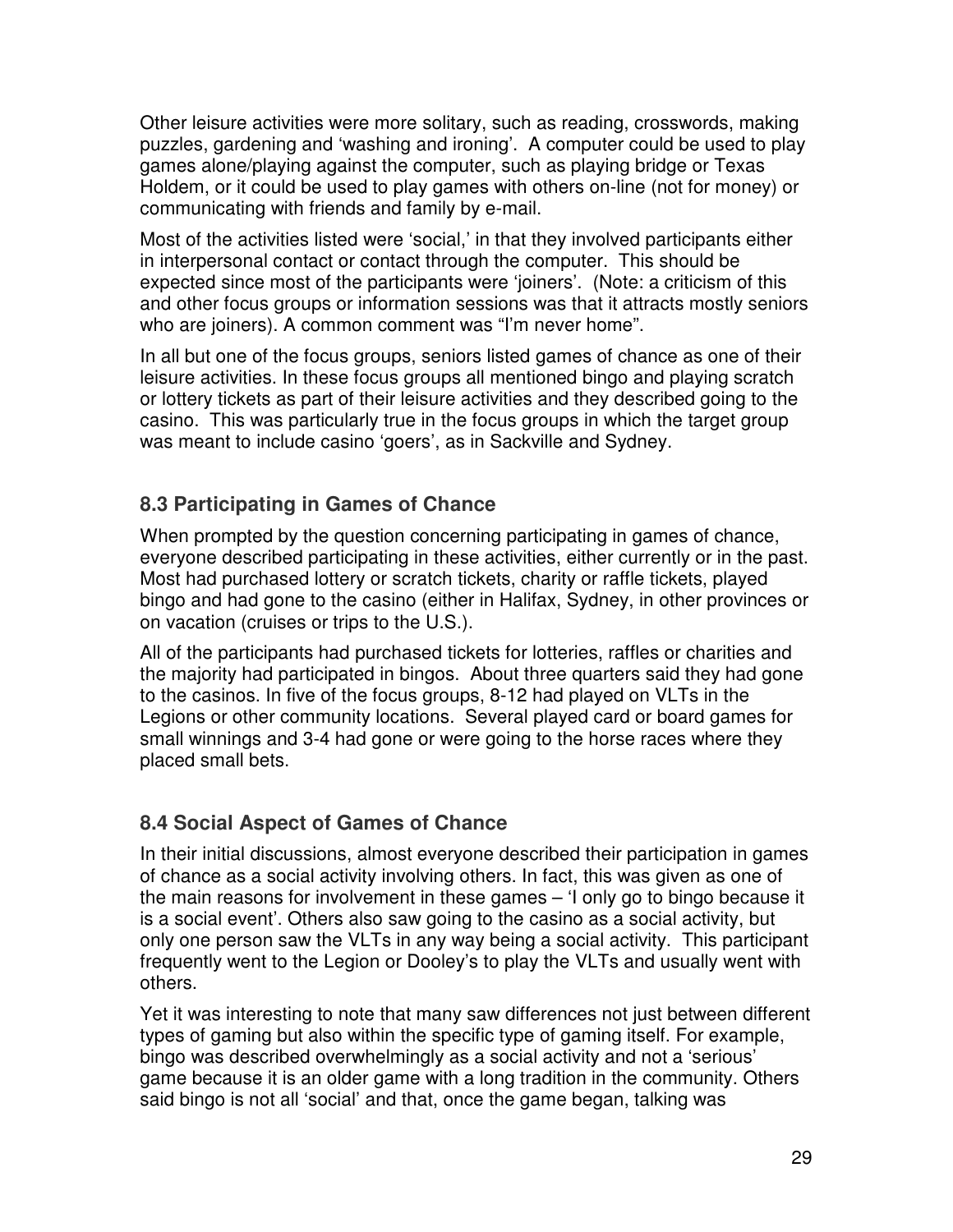Other leisure activities were more solitary, such as reading, crosswords, making puzzles, gardening and 'washing and ironing'. A computer could be used to play games alone/playing against the computer, such as playing bridge or Texas Holdem, or it could be used to play games with others on-line (not for money) or communicating with friends and family by e-mail.

Most of the activities listed were 'social,' in that they involved participants either in interpersonal contact or contact through the computer. This should be expected since most of the participants were 'joiners'. (Note: a criticism of this and other focus groups or information sessions was that it attracts mostly seniors who are joiners). A common comment was "I'm never home".

In all but one of the focus groups, seniors listed games of chance as one of their leisure activities. In these focus groups all mentioned bingo and playing scratch or lottery tickets as part of their leisure activities and they described going to the casino. This was particularly true in the focus groups in which the target group was meant to include casino 'goers', as in Sackville and Sydney.

## 8.3 Participating in Games of Chance

When prompted by the question concerning participating in games of chance, everyone described participating in these activities, either currently or in the past. Most had purchased lottery or scratch tickets, charity or raffle tickets, played bingo and had gone to the casino (either in Halifax, Sydney, in other provinces or on vacation (cruises or trips to the U.S.).

All of the participants had purchased tickets for lotteries, raffles or charities and the majority had participated in bingos. About three quarters said they had gone to the casinos. In five of the focus groups, 8-12 had played on VLTs in the Legions or other community locations. Several played card or board games for small winnings and 3-4 had gone or were going to the horse races where they placed small bets.

## 8.4 Social Aspect of Games of Chance

In their initial discussions, almost everyone described their participation in games of chance as a social activity involving others. In fact, this was given as one of the main reasons for involvement in these games – 'I only go to bingo because it is a social event'. Others also saw going to the casino as a social activity, but only one person saw the VLTs in any way being a social activity. This participant frequently went to the Legion or Dooley's to play the VLTs and usually went with others.

Yet it was interesting to note that many saw differences not just between different types of gaming but also within the specific type of gaming itself. For example, bingo was described overwhelmingly as a social activity and not a 'serious' game because it is an older game with a long tradition in the community. Others said bingo is not all 'social' and that, once the game began, talking was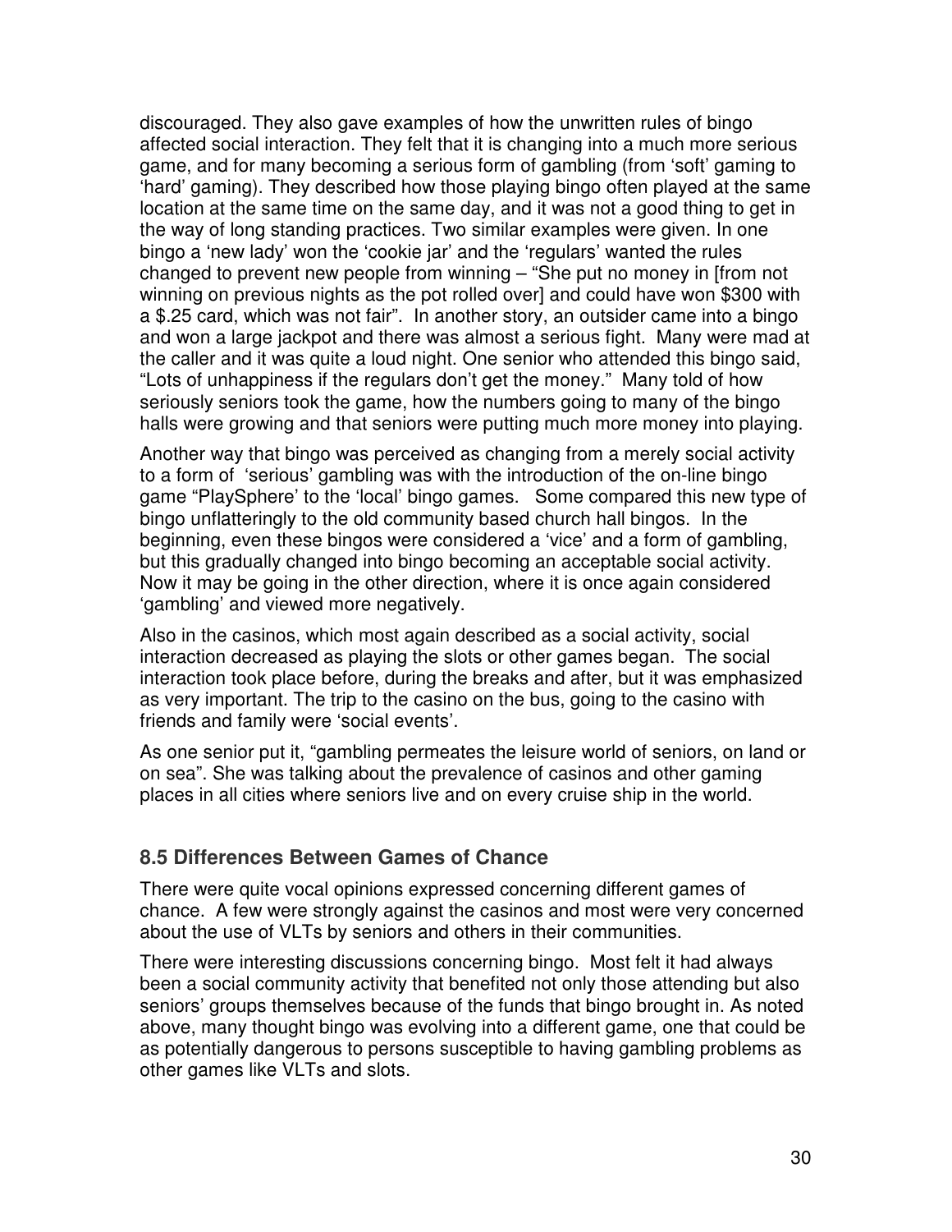discouraged. They also gave examples of how the unwritten rules of bingo affected social interaction. They felt that it is changing into a much more serious game, and for many becoming a serious form of gambling (from 'soft' gaming to 'hard' gaming). They described how those playing bingo often played at the same location at the same time on the same day, and it was not a good thing to get in the way of long standing practices. Two similar examples were given. In one bingo a 'new lady' won the 'cookie jar' and the 'regulars' wanted the rules changed to prevent new people from winning – "She put no money in [from not winning on previous nights as the pot rolled over] and could have won $300 with a $.25 card, which was not fair". In another story, an outsider came into a bingo and won a large jackpot and there was almost a serious fight. Many were mad at the caller and it was quite a loud night. One senior who attended this bingo said, "Lots of unhappiness if the regulars don't get the money." Many told of how seriously seniors took the game, how the numbers going to many of the bingo halls were growing and that seniors were putting much more money into playing.

Another way that bingo was perceived as changing from a merely social activity to a form of 'serious' gambling was with the introduction of the on-line bingo game "PlaySphere' to the 'local' bingo games. Some compared this new type of bingo unflatteringly to the old community based church hall bingos. In the beginning, even these bingos were considered a 'vice' and a form of gambling, but this gradually changed into bingo becoming an acceptable social activity. Now it may be going in the other direction, where it is once again considered 'gambling' and viewed more negatively.

Also in the casinos, which most again described as a social activity, social interaction decreased as playing the slots or other games began. The social interaction took place before, during the breaks and after, but it was emphasized as very important. The trip to the casino on the bus, going to the casino with friends and family were 'social events'.

As one senior put it, "gambling permeates the leisure world of seniors, on land or on sea". She was talking about the prevalence of casinos and other gaming places in all cities where seniors live and on every cruise ship in the world.

### 8.5 Differences Between Games of Chance

There were quite vocal opinions expressed concerning different games of chance. A few were strongly against the casinos and most were very concerned about the use of VLTs by seniors and others in their communities.

There were interesting discussions concerning bingo. Most felt it had always been a social community activity that benefited not only those attending but also seniors' groups themselves because of the funds that bingo brought in. As noted above, many thought bingo was evolving into a different game, one that could be as potentially dangerous to persons susceptible to having gambling problems as other games like VLTs and slots.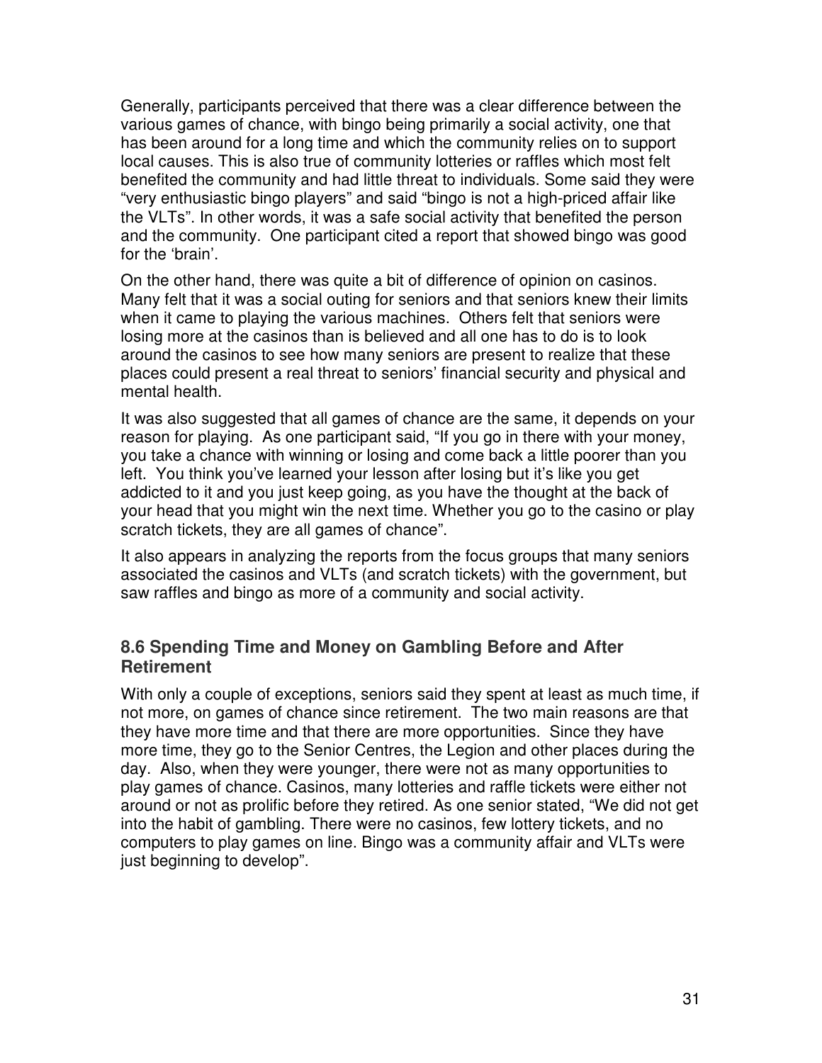Generally, participants perceived that there was a clear difference between the various games of chance, with bingo being primarily a social activity, one that has been around for a long time and which the community relies on to support local causes. This is also true of community lotteries or raffles which most felt benefited the community and had little threat to individuals. Some said they were "very enthusiastic bingo players" and said "bingo is not a high-priced affair like the VLTs". In other words, it was a safe social activity that benefited the person and the community. One participant cited a report that showed bingo was good for the 'brain'.

On the other hand, there was quite a bit of difference of opinion on casinos. Many felt that it was a social outing for seniors and that seniors knew their limits when it came to playing the various machines. Others felt that seniors were losing more at the casinos than is believed and all one has to do is to look around the casinos to see how many seniors are present to realize that these places could present a real threat to seniors' financial security and physical and mental health.

It was also suggested that all games of chance are the same, it depends on your reason for playing. As one participant said, "If you go in there with your money, you take a chance with winning or losing and come back a little poorer than you left. You think you've learned your lesson after losing but it's like you get addicted to it and you just keep going, as you have the thought at the back of your head that you might win the next time. Whether you go to the casino or play scratch tickets, they are all games of chance".

It also appears in analyzing the reports from the focus groups that many seniors associated the casinos and VLTs (and scratch tickets) with the government, but saw raffles and bingo as more of a community and social activity.

## 8.6 Spending Time and Money on Gambling Before and After Retirement

With only a couple of exceptions, seniors said they spent at least as much time, if not more, on games of chance since retirement. The two main reasons are that they have more time and that there are more opportunities. Since they have more time, they go to the Senior Centres, the Legion and other places during the day. Also, when they were younger, there were not as many opportunities to play games of chance. Casinos, many lotteries and raffle tickets were either not around or not as prolific before they retired. As one senior stated, "We did not get into the habit of gambling. There were no casinos, few lottery tickets, and no computers to play games on line. Bingo was a community affair and VLTs were just beginning to develop".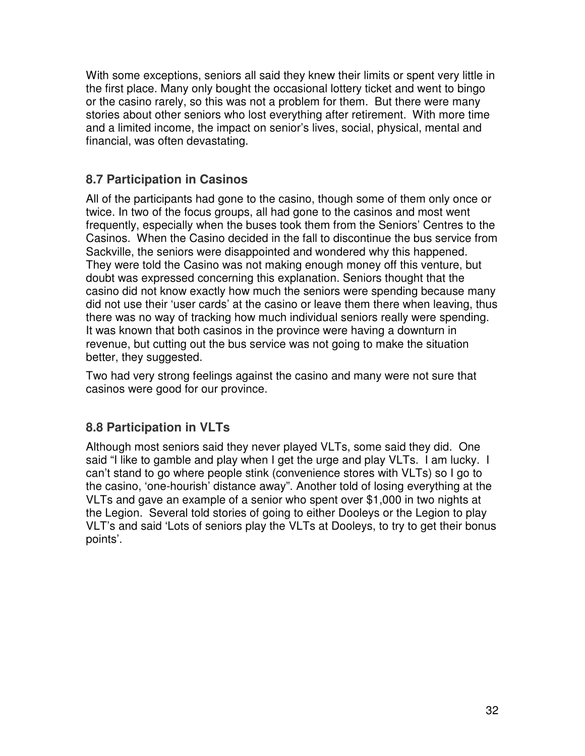With some exceptions, seniors all said they knew their limits or spent very little in the first place. Many only bought the occasional lottery ticket and went to bingo or the casino rarely, so this was not a problem for them. But there were many stories about other seniors who lost everything after retirement. With more time and a limited income, the impact on senior's lives, social, physical, mental and financial, was often devastating.

## 8.7 Participation in Casinos

All of the participants had gone to the casino, though some of them only once or twice. In two of the focus groups, all had gone to the casinos and most went frequently, especially when the buses took them from the Seniors' Centres to the Casinos. When the Casino decided in the fall to discontinue the bus service from Sackville, the seniors were disappointed and wondered why this happened. They were told the Casino was not making enough money off this venture, but doubt was expressed concerning this explanation. Seniors thought that the casino did not know exactly how much the seniors were spending because many did not use their 'user cards' at the casino or leave them there when leaving, thus there was no way of tracking how much individual seniors really were spending. It was known that both casinos in the province were having a downturn in revenue, but cutting out the bus service was not going to make the situation better, they suggested.

Two had very strong feelings against the casino and many were not sure that casinos were good for our province.

## 8.8 Participation in VLTs

Although most seniors said they never played VLTs, some said they did. One said "I like to gamble and play when I get the urge and play VLTs. I am lucky. I can't stand to go where people stink (convenience stores with VLTs) so I go to the casino, 'one-hourish' distance away". Another told of losing everything at the VLTs and gave an example of a senior who spent over $1,000 in two nights at the Legion. Several told stories of going to either Dooleys or the Legion to play VLT's and said 'Lots of seniors play the VLTs at Dooleys, to try to get their bonus points'.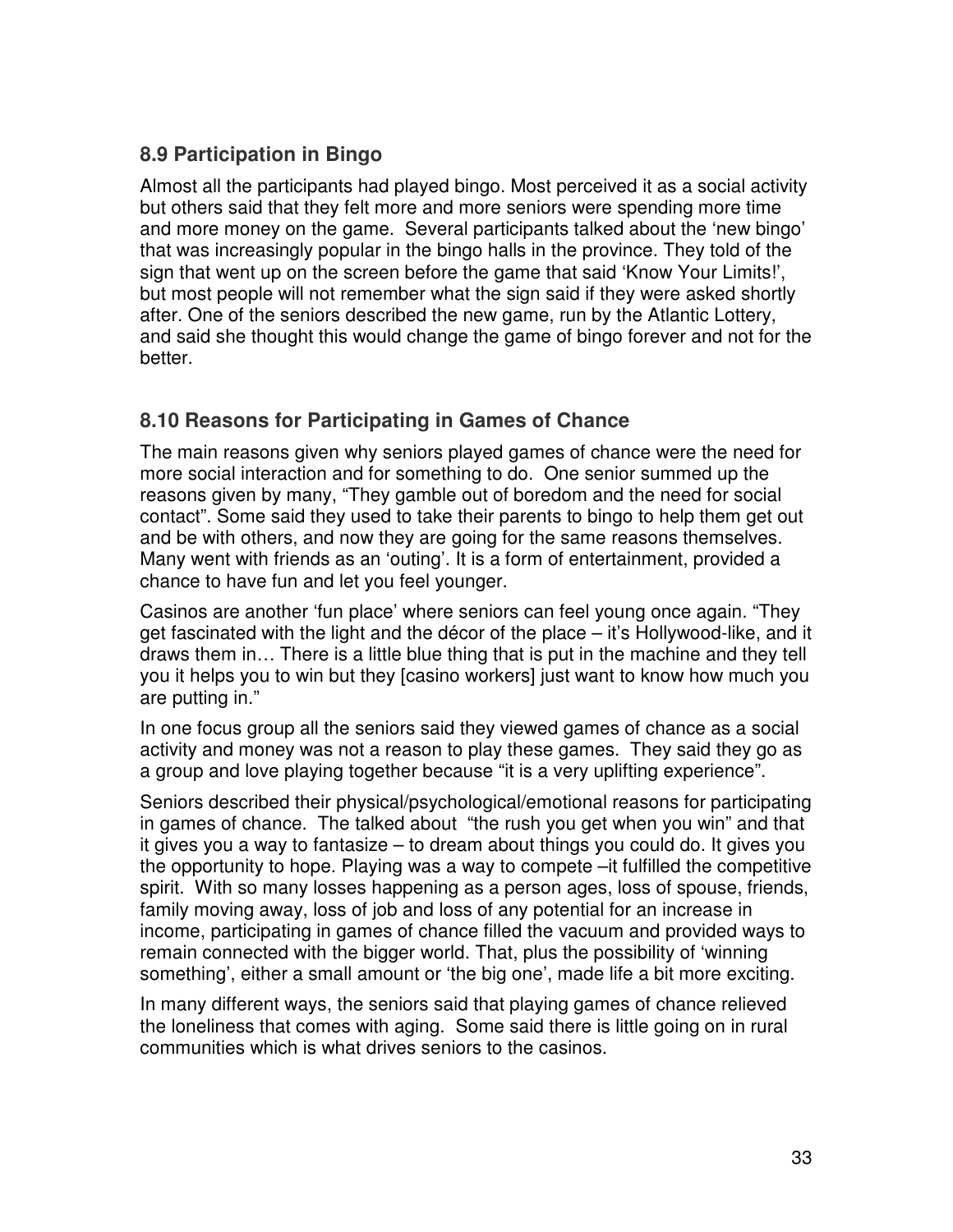## 8.9 Participation in Bingo

Almost all the participants had played bingo. Most perceived it as a social activity but others said that they felt more and more seniors were spending more time and more money on the game. Several participants talked about the 'new bingo' that was increasingly popular in the bingo halls in the province. They told of the sign that went up on the screen before the game that said 'Know Your Limits!', but most people will not remember what the sign said if they were asked shortly after. One of the seniors described the new game, run by the Atlantic Lottery, and said she thought this would change the game of bingo forever and not for the better.

## 8.10 Reasons for Participating in Games of Chance

The main reasons given why seniors played games of chance were the need for more social interaction and for something to do. One senior summed up the reasons given by many, "They gamble out of boredom and the need for social contact". Some said they used to take their parents to bingo to help them get out and be with others, and now they are going for the same reasons themselves. Many went with friends as an 'outing'. It is a form of entertainment, provided a chance to have fun and let you feel younger.

Casinos are another 'fun place' where seniors can feel young once again. "They get fascinated with the light and the décor of the place – it's Hollywood-like, and it draws them in… There is a little blue thing that is put in the machine and they tell you it helps you to win but they [casino workers] just want to know how much you are putting in."

In one focus group all the seniors said they viewed games of chance as a social activity and money was not a reason to play these games. They said they go as a group and love playing together because "it is a very uplifting experience".

Seniors described their physical/psychological/emotional reasons for participating in games of chance. The talked about "the rush you get when you win" and that it gives you a way to fantasize – to dream about things you could do. It gives you the opportunity to hope. Playing was a way to compete –it fulfilled the competitive spirit. With so many losses happening as a person ages, loss of spouse, friends, family moving away, loss of job and loss of any potential for an increase in income, participating in games of chance filled the vacuum and provided ways to remain connected with the bigger world. That, plus the possibility of 'winning something', either a small amount or 'the big one', made life a bit more exciting.

In many different ways, the seniors said that playing games of chance relieved the loneliness that comes with aging. Some said there is little going on in rural communities which is what drives seniors to the casinos.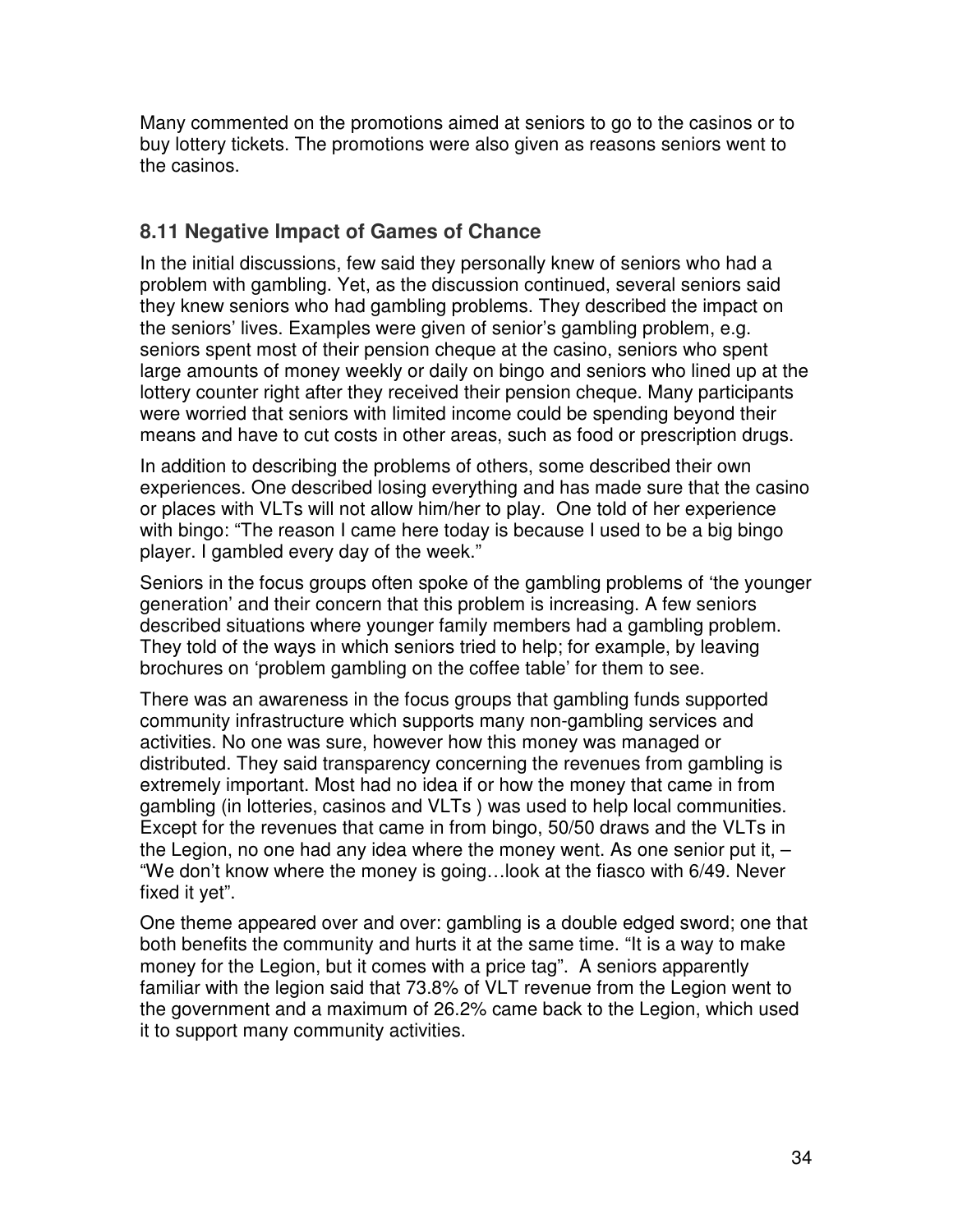Many commented on the promotions aimed at seniors to go to the casinos or to buy lottery tickets. The promotions were also given as reasons seniors went to the casinos.

### 8.11 Negative Impact of Games of Chance

In the initial discussions, few said they personally knew of seniors who had a problem with gambling. Yet, as the discussion continued, several seniors said they knew seniors who had gambling problems. They described the impact on the seniors' lives. Examples were given of senior's gambling problem, e.g. seniors spent most of their pension cheque at the casino, seniors who spent large amounts of money weekly or daily on bingo and seniors who lined up at the lottery counter right after they received their pension cheque. Many participants were worried that seniors with limited income could be spending beyond their means and have to cut costs in other areas, such as food or prescription drugs.

In addition to describing the problems of others, some described their own experiences. One described losing everything and has made sure that the casino or places with VLTs will not allow him/her to play. One told of her experience with bingo: "The reason I came here today is because I used to be a big bingo player. I gambled every day of the week."

Seniors in the focus groups often spoke of the gambling problems of 'the younger generation' and their concern that this problem is increasing. A few seniors described situations where younger family members had a gambling problem. They told of the ways in which seniors tried to help; for example, by leaving brochures on 'problem gambling on the coffee table' for them to see.

There was an awareness in the focus groups that gambling funds supported community infrastructure which supports many non-gambling services and activities. No one was sure, however how this money was managed or distributed. They said transparency concerning the revenues from gambling is extremely important. Most had no idea if or how the money that came in from gambling (in lotteries, casinos and VLTs ) was used to help local communities. Except for the revenues that came in from bingo, 50/50 draws and the VLTs in the Legion, no one had any idea where the money went. As one senior put it, – "We don't know where the money is going…look at the fiasco with 6/49. Never fixed it yet".

One theme appeared over and over: gambling is a double edged sword; one that both benefits the community and hurts it at the same time. "It is a way to make money for the Legion, but it comes with a price tag". A seniors apparently familiar with the legion said that 73.8% of VLT revenue from the Legion went to the government and a maximum of 26.2% came back to the Legion, which used it to support many community activities.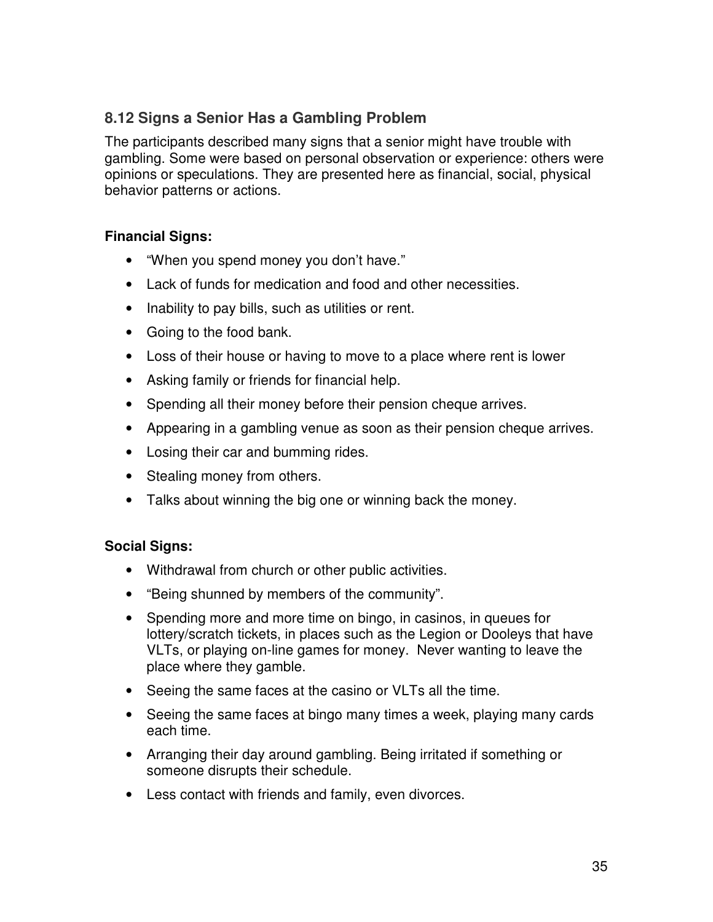## 8.12 Signs a Senior Has a Gambling Problem

The participants described many signs that a senior might have trouble with gambling. Some were based on personal observation or experience: others were opinions or speculations. They are presented here as financial, social, physical behavior patterns or actions.

**Financial Signs:**

- "When you spend money you don't have."
- Lack of funds for medication and food and other necessities.
- Inability to pay bills, such as utilities or rent.
- Going to the food bank.
- Loss of their house or having to move to a place where rent is lower
- Asking family or friends for financial help.
- Spending all their money before their pension cheque arrives.
- Appearing in a gambling venue as soon as their pension cheque arrives.
- Losing their car and bumming rides.
- Stealing money from others.
- Talks about winning the big one or winning back the money.

**Social Signs:**

- Withdrawal from church or other public activities.
- "Being shunned by members of the community".
- Spending more and more time on bingo, in casinos, in queues for lottery/scratch tickets, in places such as the Legion or Dooleys that have VLTs, or playing on-line games for money. Never wanting to leave the place where they gamble.
- Seeing the same faces at the casino or VLTs all the time.
- Seeing the same faces at bingo many times a week, playing many cards each time.
- Arranging their day around gambling. Being irritated if something or someone disrupts their schedule.
- Less contact with friends and family, even divorces.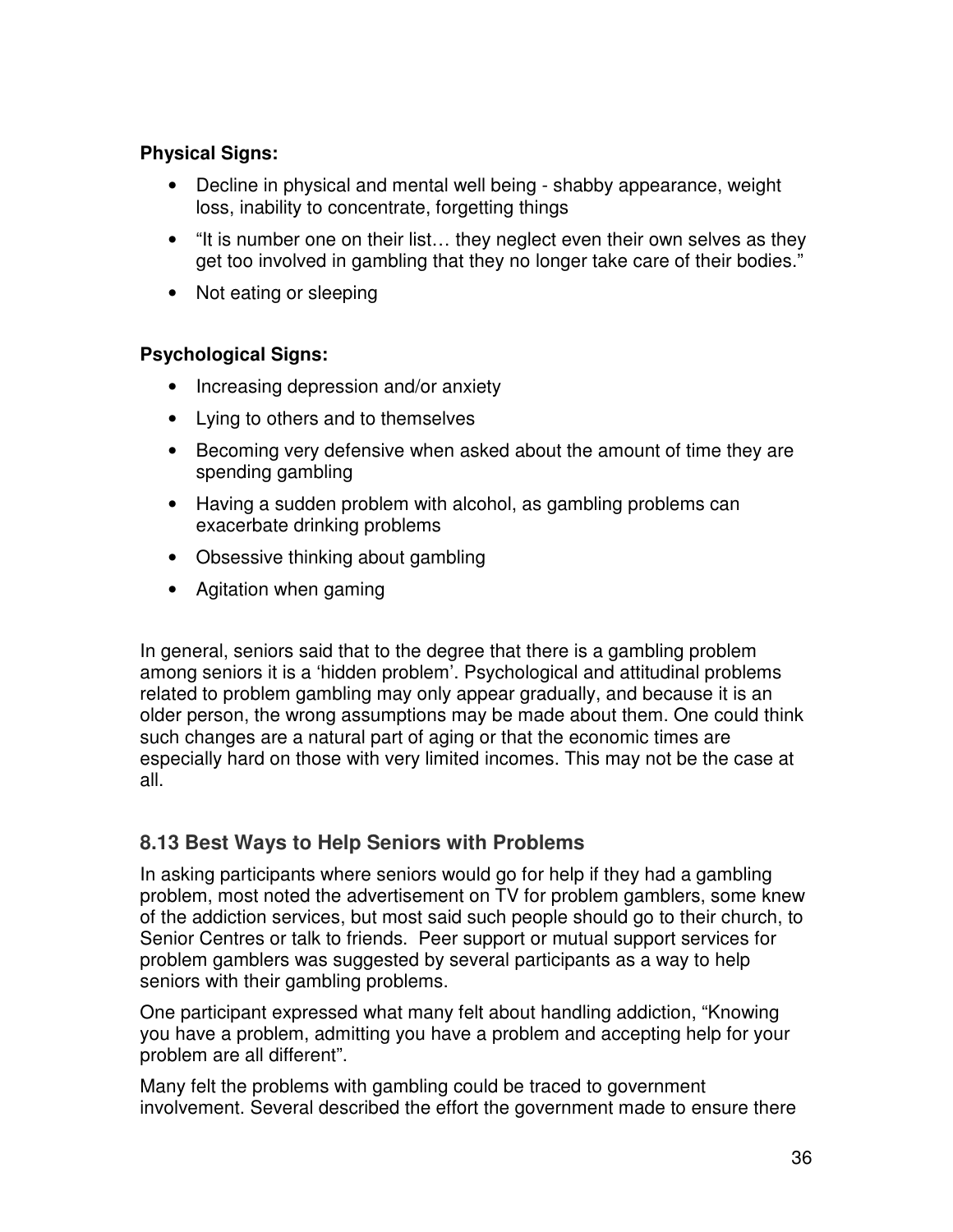**Physical Signs:**

- Decline in physical and mental well being - shabby appearance, weight loss, inability to concentrate, forgetting things
- "It is number one on their list… they neglect even their own selves as they get too involved in gambling that they no longer take care of their bodies."
- Not eating or sleeping

**Psychological Signs:**

- Increasing depression and/or anxiety
- Lying to others and to themselves
- Becoming very defensive when asked about the amount of time they are spending gambling
- Having a sudden problem with alcohol, as gambling problems can exacerbate drinking problems
- Obsessive thinking about gambling
- Agitation when gaming

In general, seniors said that to the degree that there is a gambling problem among seniors it is a 'hidden problem'. Psychological and attitudinal problems related to problem gambling may only appear gradually, and because it is an older person, the wrong assumptions may be made about them. One could think such changes are a natural part of aging or that the economic times are especially hard on those with very limited incomes. This may not be the case at all.

## 8.13 Best Ways to Help Seniors with Problems

In asking participants where seniors would go for help if they had a gambling problem, most noted the advertisement on TV for problem gamblers, some knew of the addiction services, but most said such people should go to their church, to Senior Centres or talk to friends. Peer support or mutual support services for problem gamblers was suggested by several participants as a way to help seniors with their gambling problems.

One participant expressed what many felt about handling addiction, "Knowing you have a problem, admitting you have a problem and accepting help for your problem are all different".

Many felt the problems with gambling could be traced to government involvement. Several described the effort the government made to ensure there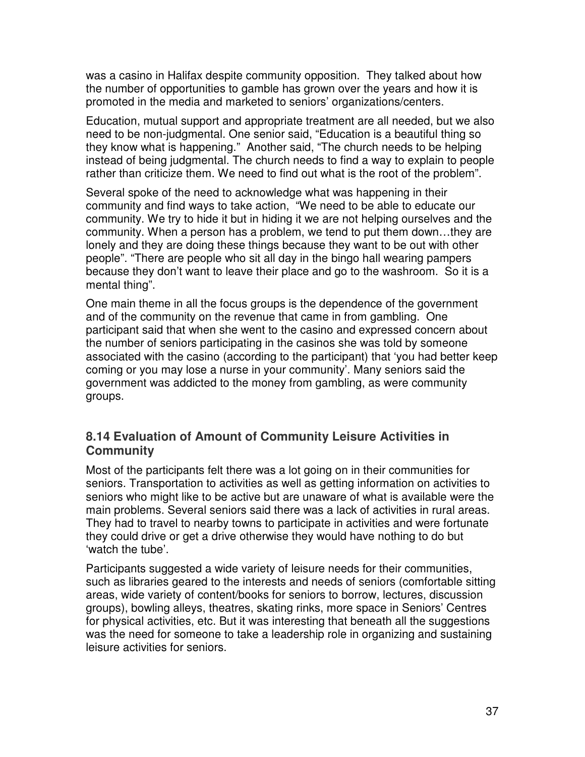was a casino in Halifax despite community opposition. They talked about how the number of opportunities to gamble has grown over the years and how it is promoted in the media and marketed to seniors' organizations/centers.

Education, mutual support and appropriate treatment are all needed, but we also need to be non-judgmental. One senior said, "Education is a beautiful thing so they know what is happening." Another said, "The church needs to be helping instead of being judgmental. The church needs to find a way to explain to people rather than criticize them. We need to find out what is the root of the problem".

Several spoke of the need to acknowledge what was happening in their community and find ways to take action, "We need to be able to educate our community. We try to hide it but in hiding it we are not helping ourselves and the community. When a person has a problem, we tend to put them down…they are lonely and they are doing these things because they want to be out with other people". "There are people who sit all day in the bingo hall wearing pampers because they don't want to leave their place and go to the washroom. So it is a mental thing".

One main theme in all the focus groups is the dependence of the government and of the community on the revenue that came in from gambling. One participant said that when she went to the casino and expressed concern about the number of seniors participating in the casinos she was told by someone associated with the casino (according to the participant) that 'you had better keep coming or you may lose a nurse in your community'. Many seniors said the government was addicted to the money from gambling, as were community groups.

### 8.14 Evaluation of Amount of Community Leisure Activities in Community

Most of the participants felt there was a lot going on in their communities for seniors. Transportation to activities as well as getting information on activities to seniors who might like to be active but are unaware of what is available were the main problems. Several seniors said there was a lack of activities in rural areas. They had to travel to nearby towns to participate in activities and were fortunate they could drive or get a drive otherwise they would have nothing to do but 'watch the tube'.

Participants suggested a wide variety of leisure needs for their communities, such as libraries geared to the interests and needs of seniors (comfortable sitting areas, wide variety of content/books for seniors to borrow, lectures, discussion groups), bowling alleys, theatres, skating rinks, more space in Seniors' Centres for physical activities, etc. But it was interesting that beneath all the suggestions was the need for someone to take a leadership role in organizing and sustaining leisure activities for seniors.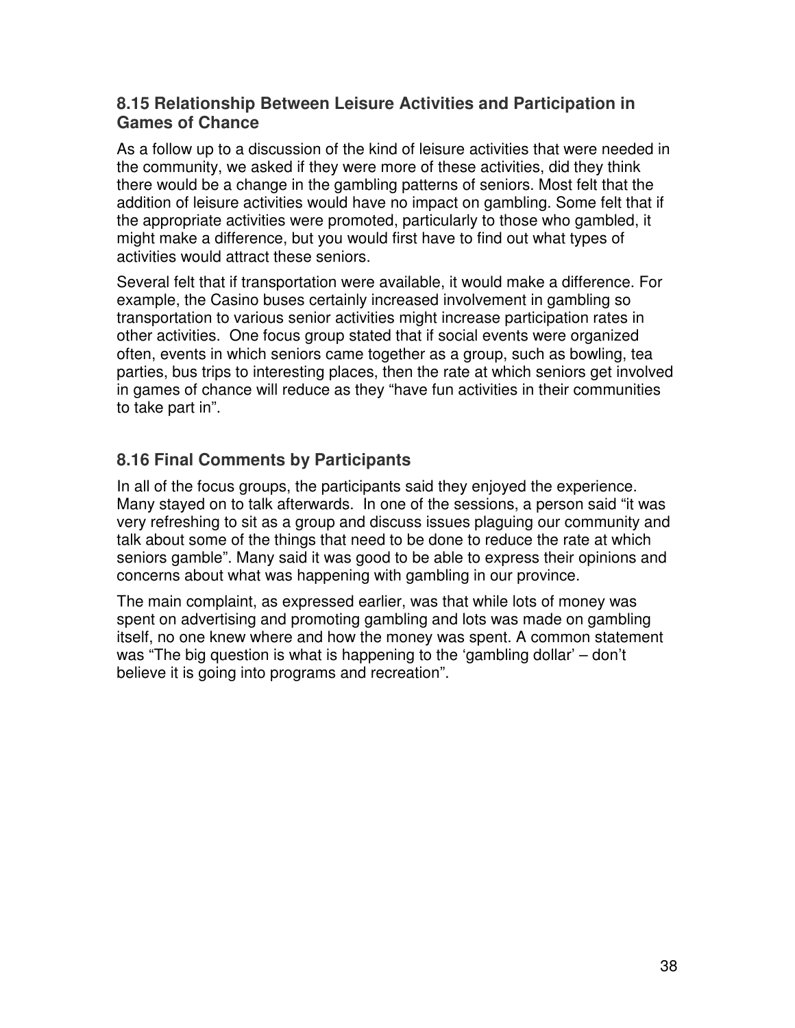### 8.15 Relationship Between Leisure Activities and Participation in Games of Chance

As a follow up to a discussion of the kind of leisure activities that were needed in the community, we asked if they were more of these activities, did they think there would be a change in the gambling patterns of seniors. Most felt that the addition of leisure activities would have no impact on gambling. Some felt that if the appropriate activities were promoted, particularly to those who gambled, it might make a difference, but you would first have to find out what types of activities would attract these seniors.

Several felt that if transportation were available, it would make a difference. For example, the Casino buses certainly increased involvement in gambling so transportation to various senior activities might increase participation rates in other activities. One focus group stated that if social events were organized often, events in which seniors came together as a group, such as bowling, tea parties, bus trips to interesting places, then the rate at which seniors get involved in games of chance will reduce as they "have fun activities in their communities to take part in".

### 8.16 Final Comments by Participants

In all of the focus groups, the participants said they enjoyed the experience. Many stayed on to talk afterwards. In one of the sessions, a person said "it was very refreshing to sit as a group and discuss issues plaguing our community and talk about some of the things that need to be done to reduce the rate at which seniors gamble". Many said it was good to be able to express their opinions and concerns about what was happening with gambling in our province.

The main complaint, as expressed earlier, was that while lots of money was spent on advertising and promoting gambling and lots was made on gambling itself, no one knew where and how the money was spent. A common statement was "The big question is what is happening to the 'gambling dollar' – don't believe it is going into programs and recreation".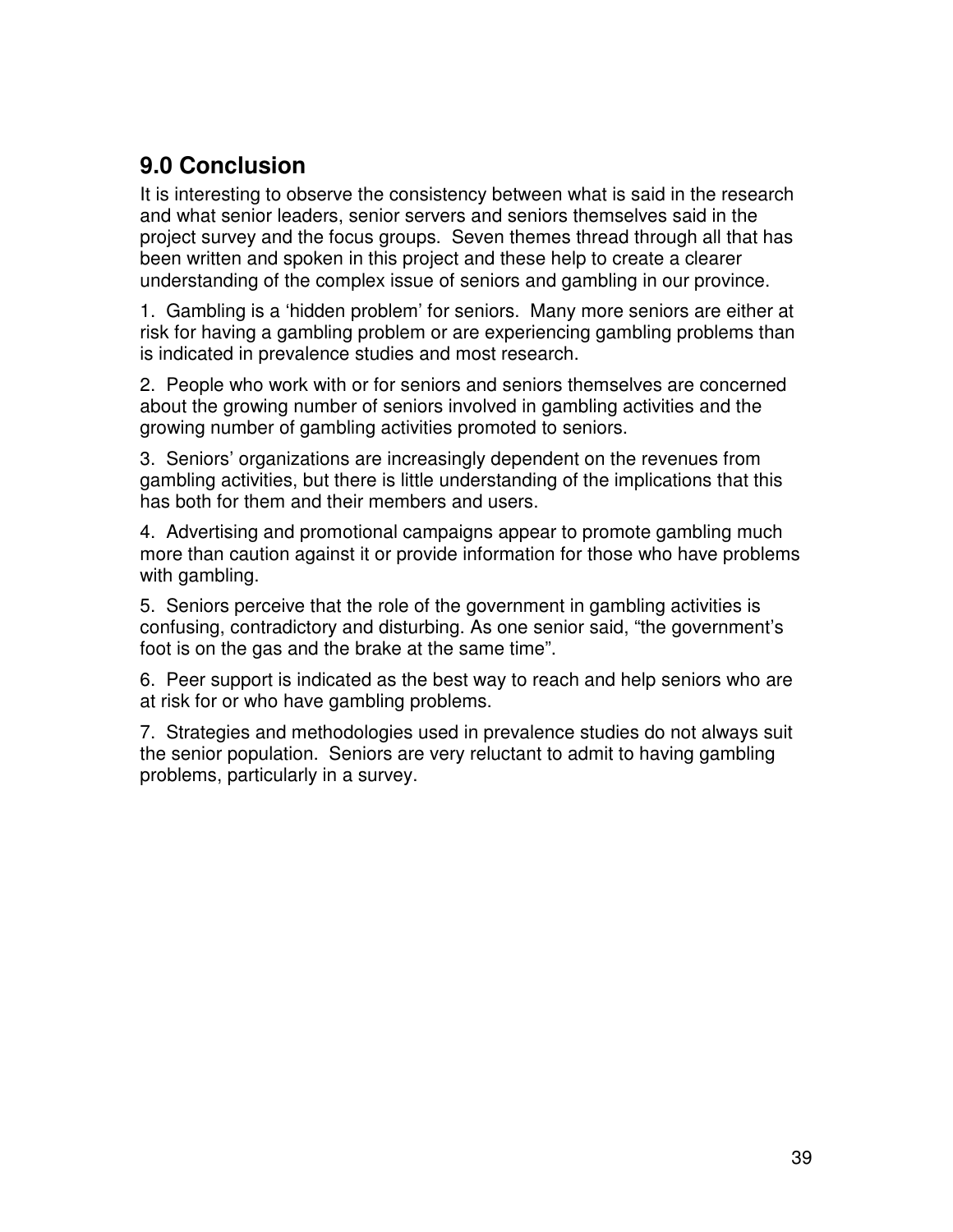## 9.0 Conclusion

It is interesting to observe the consistency between what is said in the research and what senior leaders, senior servers and seniors themselves said in the project survey and the focus groups. Seven themes thread through all that has been written and spoken in this project and these help to create a clearer understanding of the complex issue of seniors and gambling in our province.

1. Gambling is a 'hidden problem' for seniors. Many more seniors are either at risk for having a gambling problem or are experiencing gambling problems than is indicated in prevalence studies and most research.

2. People who work with or for seniors and seniors themselves are concerned about the growing number of seniors involved in gambling activities and the growing number of gambling activities promoted to seniors.

3. Seniors' organizations are increasingly dependent on the revenues from gambling activities, but there is little understanding of the implications that this has both for them and their members and users.

4. Advertising and promotional campaigns appear to promote gambling much more than caution against it or provide information for those who have problems with gambling.

5. Seniors perceive that the role of the government in gambling activities is confusing, contradictory and disturbing. As one senior said, "the government's foot is on the gas and the brake at the same time".

6. Peer support is indicated as the best way to reach and help seniors who are at risk for or who have gambling problems.

7. Strategies and methodologies used in prevalence studies do not always suit the senior population. Seniors are very reluctant to admit to having gambling problems, particularly in a survey.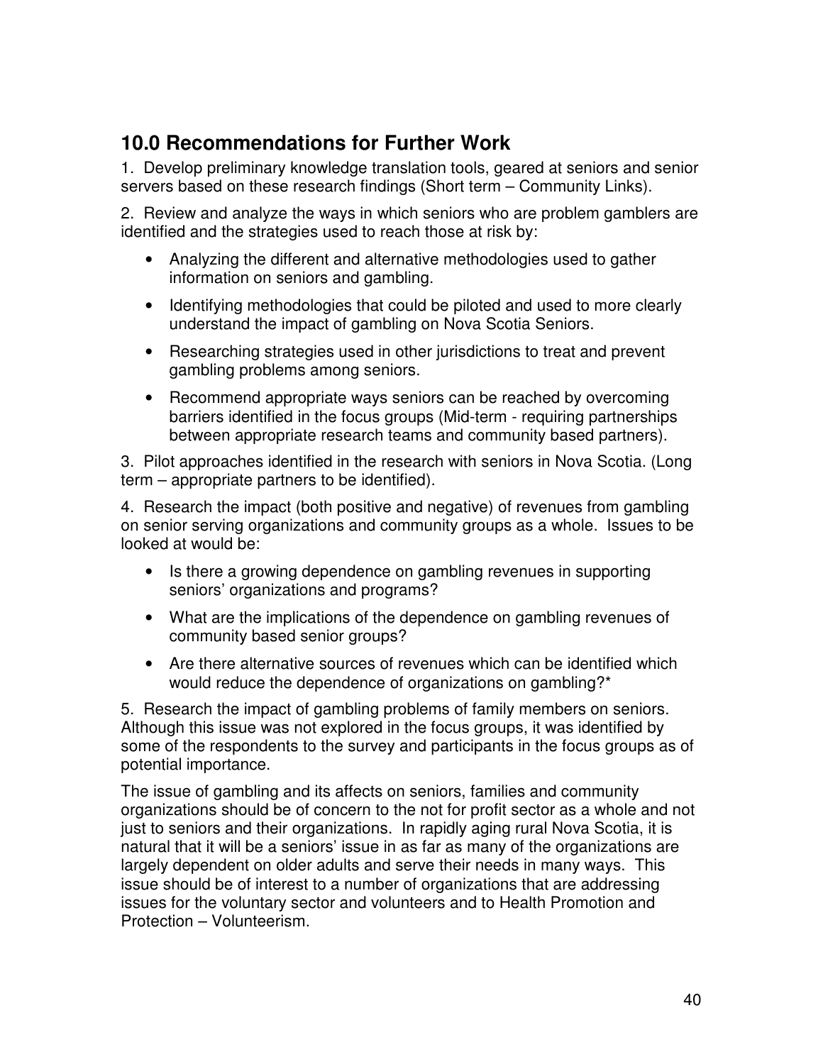## 10.0 Recommendations for Further Work

1. Develop preliminary knowledge translation tools, geared at seniors and senior servers based on these research findings (Short term – Community Links).

2. Review and analyze the ways in which seniors who are problem gamblers are identified and the strategies used to reach those at risk by:

- Analyzing the different and alternative methodologies used to gather information on seniors and gambling.
- Identifying methodologies that could be piloted and used to more clearly understand the impact of gambling on Nova Scotia Seniors.
- Researching strategies used in other jurisdictions to treat and prevent gambling problems among seniors.
- Recommend appropriate ways seniors can be reached by overcoming barriers identified in the focus groups (Mid-term - requiring partnerships between appropriate research teams and community based partners).

3. Pilot approaches identified in the research with seniors in Nova Scotia. (Long term – appropriate partners to be identified).

4. Research the impact (both positive and negative) of revenues from gambling on senior serving organizations and community groups as a whole. Issues to be looked at would be:

- Is there a growing dependence on gambling revenues in supporting seniors' organizations and programs?
- What are the implications of the dependence on gambling revenues of community based senior groups?
- Are there alternative sources of revenues which can be identified which would reduce the dependence of organizations on gambling?*

5. Research the impact of gambling problems of family members on seniors. Although this issue was not explored in the focus groups, it was identified by some of the respondents to the survey and participants in the focus groups as of potential importance.

The issue of gambling and its affects on seniors, families and community organizations should be of concern to the not for profit sector as a whole and not just to seniors and their organizations. In rapidly aging rural Nova Scotia, it is natural that it will be a seniors' issue in as far as many of the organizations are largely dependent on older adults and serve their needs in many ways. This issue should be of interest to a number of organizations that are addressing issues for the voluntary sector and volunteers and to Health Promotion and Protection – Volunteerism.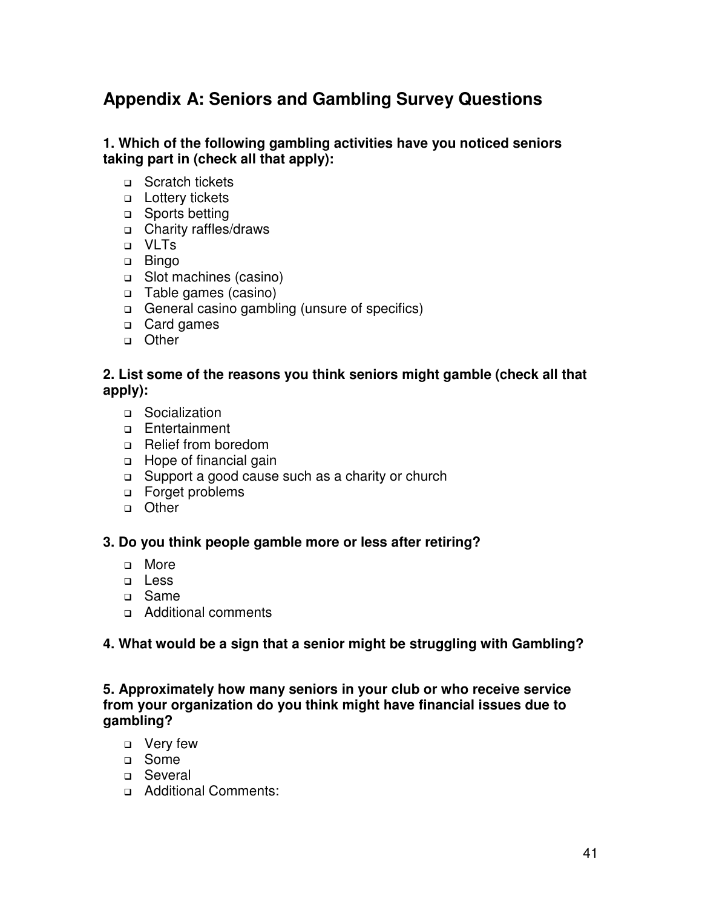## Appendix A: Seniors and Gambling Survey Questions

**1. Which of the following gambling activities have you noticed seniors taking part in (check all that apply):**

- Scratch tickets
- Lottery tickets
- Sports betting
- Charity raffles/draws
- VLTs
- Bingo
- Slot machines (casino)
- Table games (casino)
- General casino gambling (unsure of specifics)
- Card games
- Other

**2. List some of the reasons you think seniors might gamble (check all that apply):**

- Socialization
- Entertainment
- Relief from boredom
- Hope of financial gain
- Support a good cause such as a charity or church
- Forget problems
- Other

**3. Do you think people gamble more or less after retiring?**

- More
- Less
- Same
- Additional comments

**4. What would be a sign that a senior might be struggling with Gambling?**

**5. Approximately how many seniors in your club or who receive service from your organization do you think might have financial issues due to gambling?**

- Very few
- Some
- Several
- Additional Comments: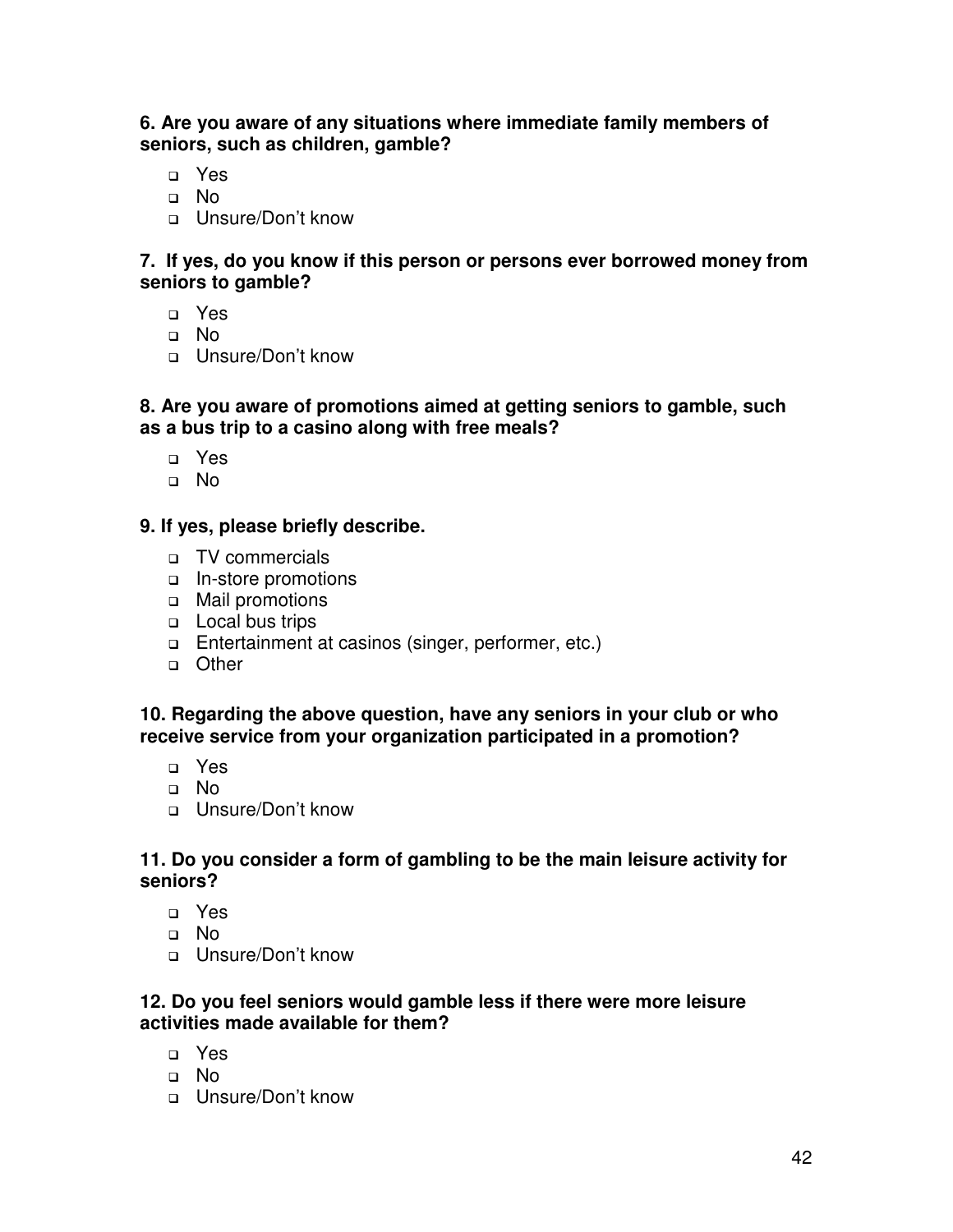**6. Are you aware of any situations where immediate family members of seniors, such as children, gamble?**

- Yes
- No
- Unsure/Don't know

**7. If yes, do you know if this person or persons ever borrowed money from seniors to gamble?**

- Yes
- No
- Unsure/Don't know

**8. Are you aware of promotions aimed at getting seniors to gamble, such as a bus trip to a casino along with free meals?**

- Yes
- No

**9. If yes, please briefly describe.**

- TV commercials
- In-store promotions
- Mail promotions
- Local bus trips
- Entertainment at casinos (singer, performer, etc.)
- Other

**10. Regarding the above question, have any seniors in your club or who receive service from your organization participated in a promotion?**

- Yes
- No
- Unsure/Don't know

**11. Do you consider a form of gambling to be the main leisure activity for seniors?**

- Yes
- No
- Unsure/Don't know

**12. Do you feel seniors would gamble less if there were more leisure activities made available for them?**

- Yes
- No
- Unsure/Don't know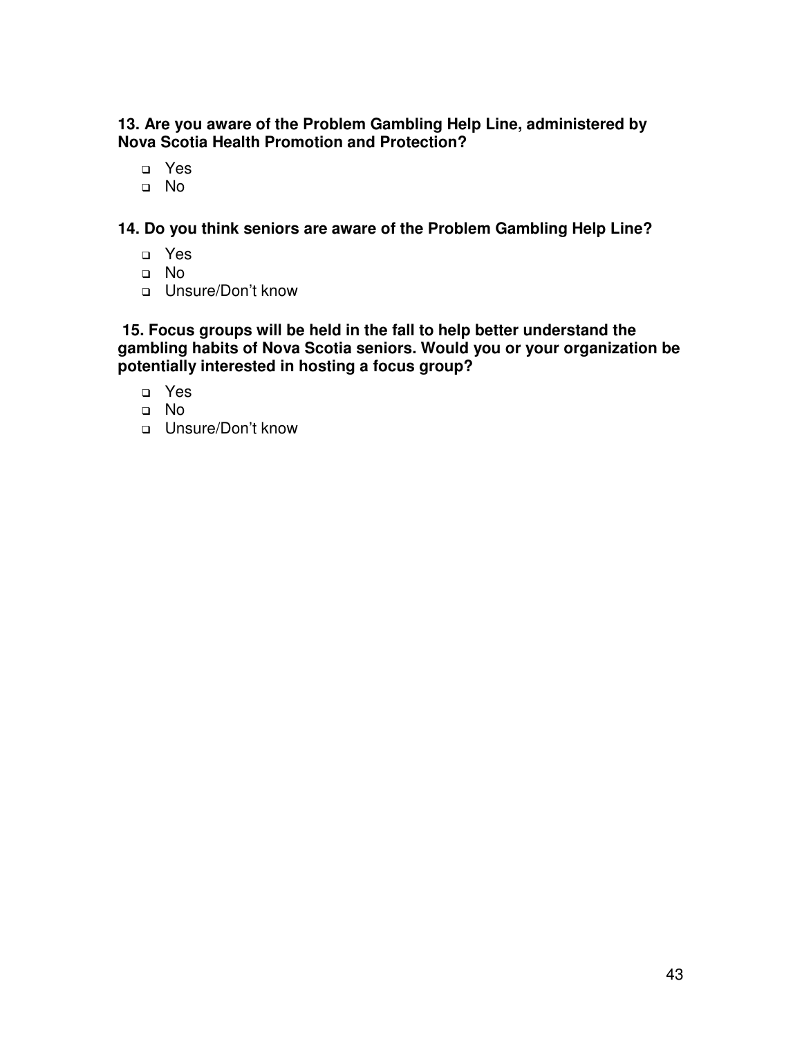**13. Are you aware of the Problem Gambling Help Line, administered by Nova Scotia Health Promotion and Protection?**

- Yes
- No

**14. Do you think seniors are aware of the Problem Gambling Help Line?**

- Yes
- No
- Unsure/Don't know

**15. Focus groups will be held in the fall to help better understand the gambling habits of Nova Scotia seniors. Would you or your organization be potentially interested in hosting a focus group?**

- Yes
- No
- Unsure/Don't know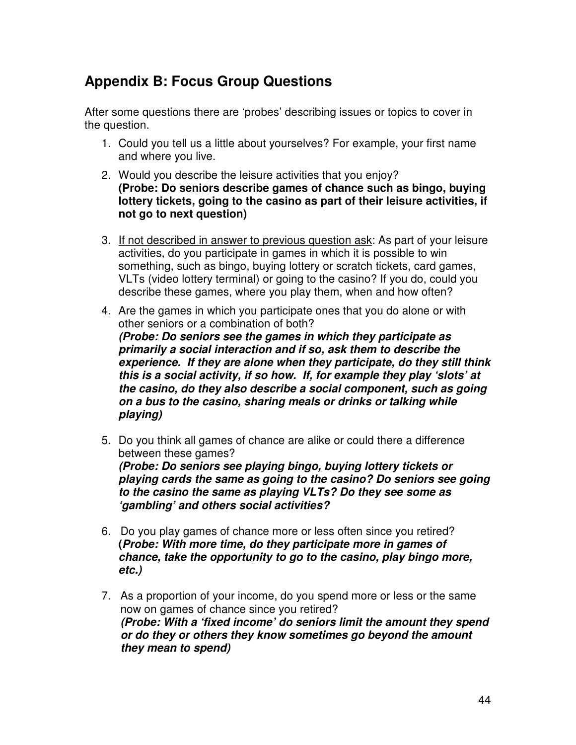## Appendix B: Focus Group Questions

After some questions there are 'probes' describing issues or topics to cover in the question.

1. Could you tell us a little about yourselves? For example, your first name and where you live.
2. Would you describe the leisure activities that you enjoy?
   **(Probe: Do seniors describe games of chance such as bingo, buying lottery tickets, going to the casino as part of their leisure activities, if not go to next question)**
3. <u>If not described in answer to previous question ask</u>: As part of your leisure activities, do you participate in games in which it is possible to win something, such as bingo, buying lottery or scratch tickets, card games, VLTs (video lottery terminal) or going to the casino? If you do, could you describe these games, where you play them, when and how often?
4. Are the games in which you participate ones that you do alone or with other seniors or a combination of both?
   ***(Probe: Do seniors see the games in which they participate as primarily a social interaction and if so, ask them to describe the experience. If they are alone when they participate, do they still think this is a social activity, if so how. If, for example they play 'slots' at the casino, do they also describe a social component, such as going on a bus to the casino, sharing meals or drinks or talking while playing)***
5. Do you think all games of chance are alike or could there a difference between these games?
   ***(Probe: Do seniors see playing bingo, buying lottery tickets or playing cards the same as going to the casino? Do seniors see going to the casino the same as playing VLTs? Do they see some as 'gambling' and others social activities?***
6. Do you play games of chance more or less often since you retired?
   ***(Probe: With more time, do they participate more in games of chance, take the opportunity to go to the casino, play bingo more, etc.)***
7. As a proportion of your income, do you spend more or less or the same now on games of chance since you retired?
   ***(Probe: With a 'fixed income' do seniors limit the amount they spend or do they or others they know sometimes go beyond the amount they mean to spend)***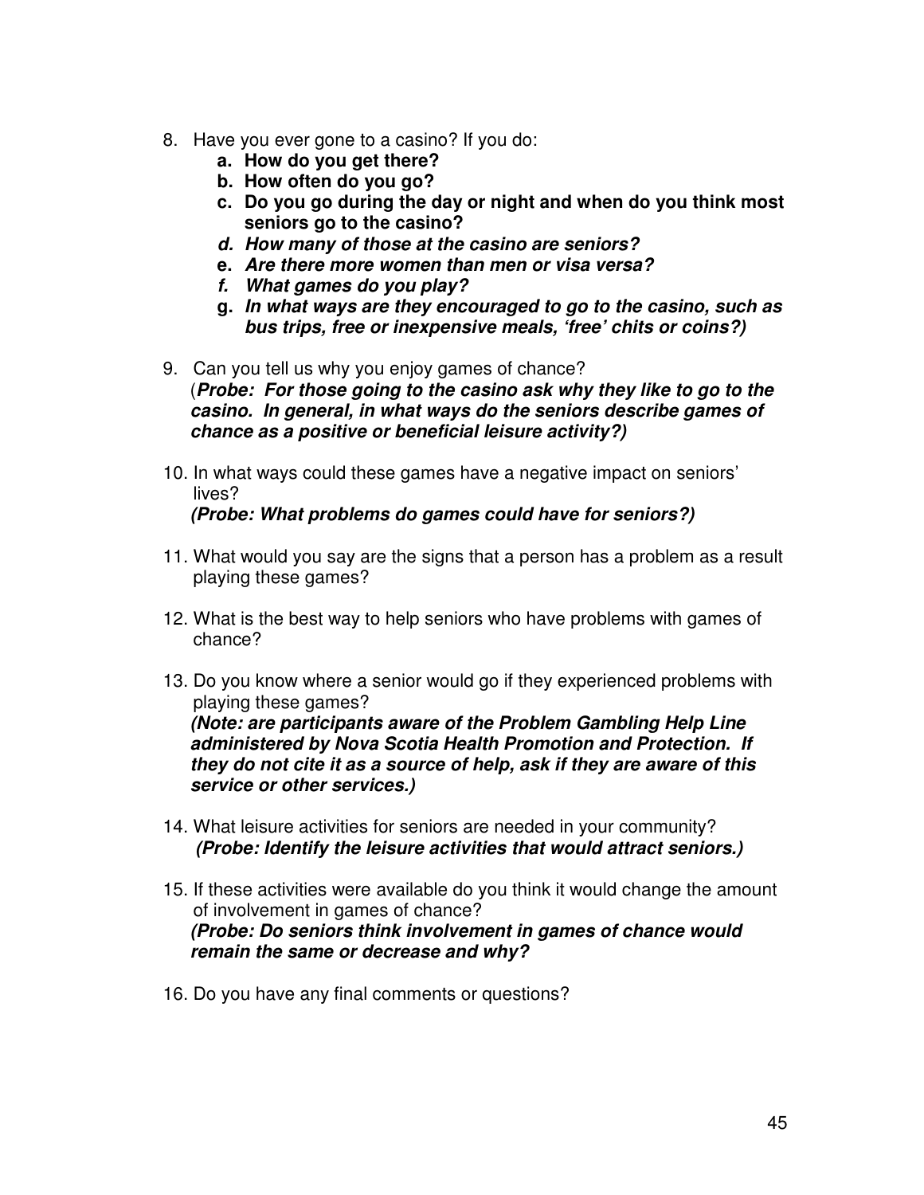8. Have you ever gone to a casino? If you do:
    a. **How do you get there?**
    b. **How often do you go?**
    c. **Do you go during the day or night and when do you think most seniors go to the casino?**
    d. ***How many of those at the casino are seniors?***
    e. ***Are there more women than men or visa versa?***
    f. ***What games do you play?***
    g. ***In what ways are they encouraged to go to the casino, such as bus trips, free or inexpensive meals, 'free' chits or coins?)***

9. Can you tell us why you enjoy games of chance?
   (***Probe: For those going to the casino ask why they like to go to the casino. In general, in what ways do the seniors describe games of chance as a positive or beneficial leisure activity?)***

10. In what ways could these games have a negative impact on seniors' lives?
    ***(Probe: What problems do games could have for seniors?)***

11. What would you say are the signs that a person has a problem as a result playing these games?

12. What is the best way to help seniors who have problems with games of chance?

13. Do you know where a senior would go if they experienced problems with playing these games?
    ***(Note: are participants aware of the Problem Gambling Help Line administered by Nova Scotia Health Promotion and Protection. If they do not cite it as a source of help, ask if they are aware of this service or other services.)***

14. What leisure activities for seniors are needed in your community?
    ***(Probe: Identify the leisure activities that would attract seniors.)***

15. If these activities were available do you think it would change the amount of involvement in games of chance?
    ***(Probe: Do seniors think involvement in games of chance would remain the same or decrease and why?***

16. Do you have any final comments or questions?